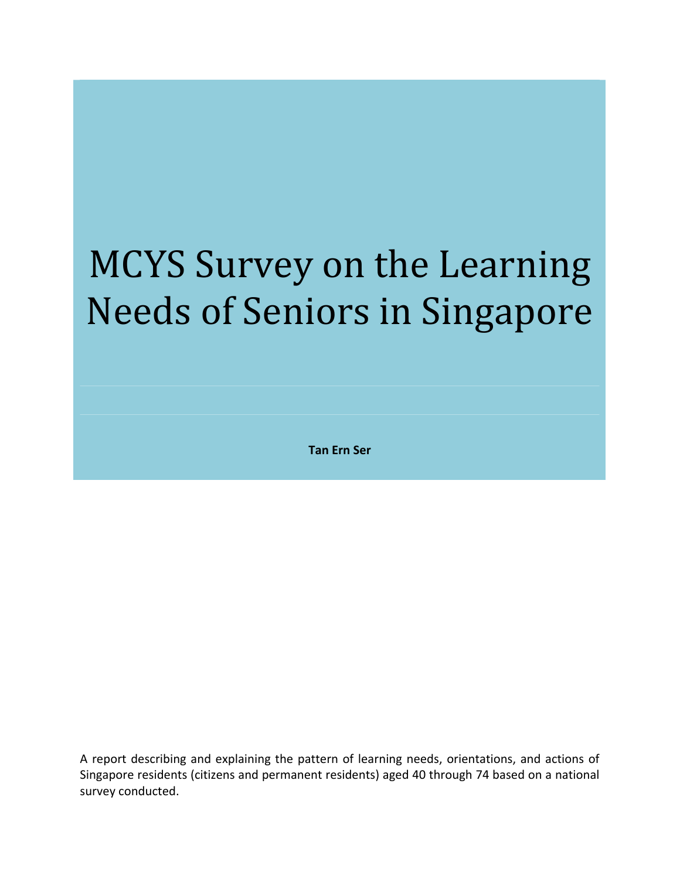# MCYS Survey on the Learning Needs of Seniors in Singapore

**Tan Ern Ser**

A report describing and explaining the pattern of learning needs, orientations, and actions of Singapore residents (citizens and permanent residents) aged 40 through 74 based on a national survey conducted.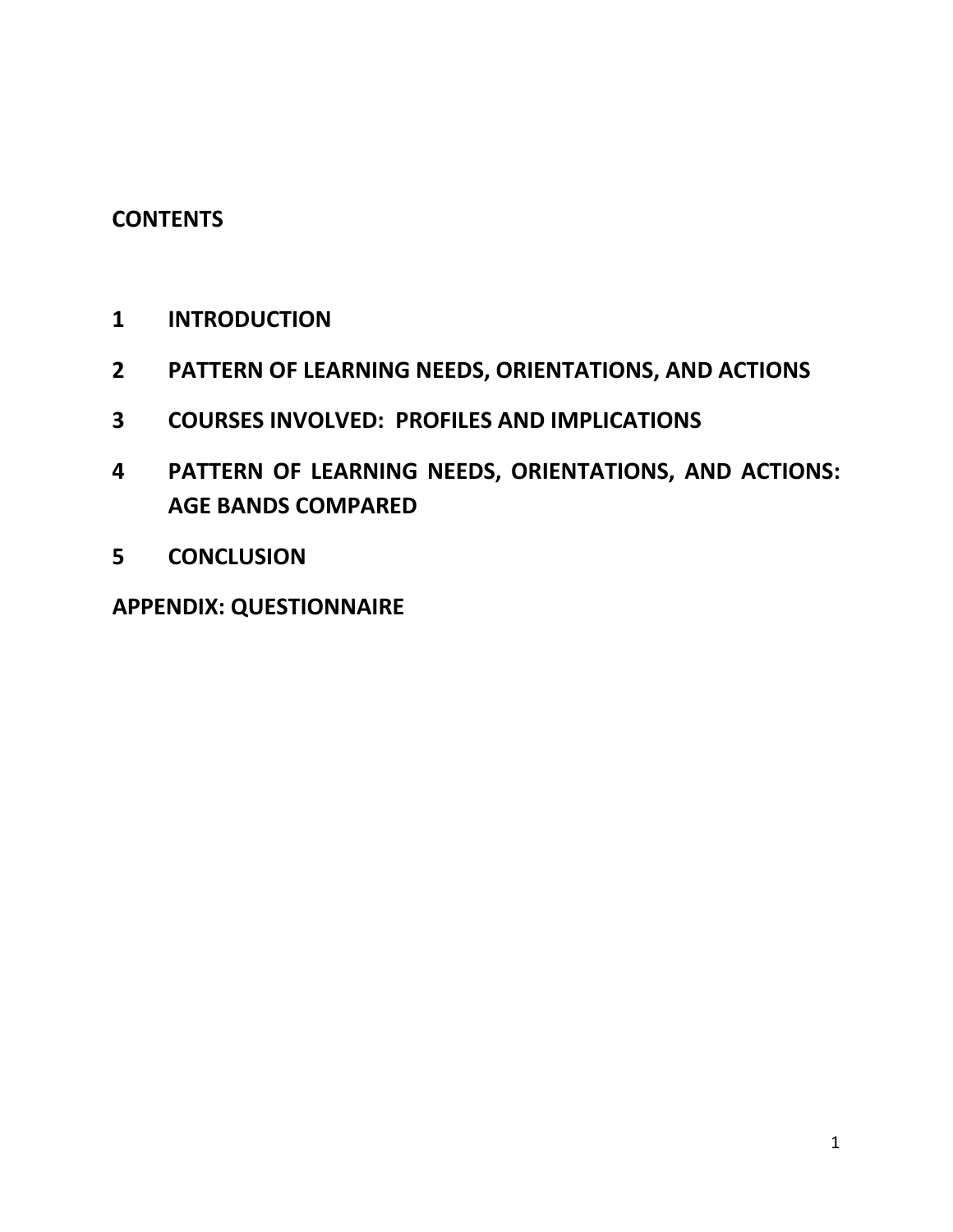# CONTENTS

1 INTRODUCTION

2 PATTERN OF LEARNING NEEDS, ORIENTATIONS, AND ACTIONS

3 COURSES INVOLVED: PROFILES AND IMPLICATIONS

4 PATTERN OF LEARNING NEEDS, ORIENTATIONS, AND ACTIONS: AGE BANDS COMPARED

5 CONCLUSION

APPENDIX: QUESTIONNAIRE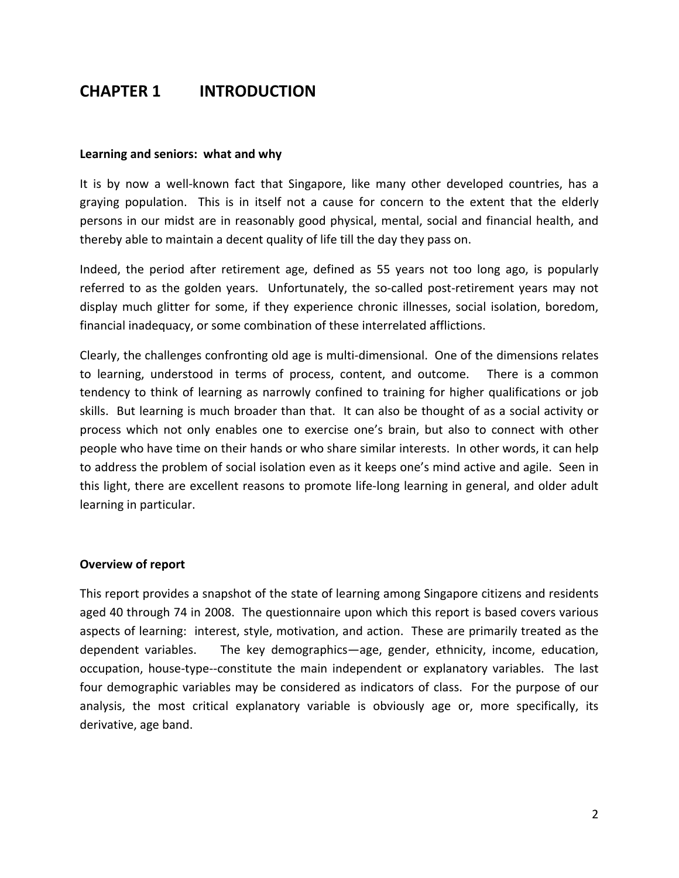# CHAPTER 1 INTRODUCTION

**Learning and seniors: what and why**

It is by now a well-known fact that Singapore, like many other developed countries, has a graying population. This is in itself not a cause for concern to the extent that the elderly persons in our midst are in reasonably good physical, mental, social and financial health, and thereby able to maintain a decent quality of life till the day they pass on.

Indeed, the period after retirement age, defined as 55 years not too long ago, is popularly referred to as the golden years. Unfortunately, the so-called post-retirement years may not display much glitter for some, if they experience chronic illnesses, social isolation, boredom, financial inadequacy, or some combination of these interrelated afflictions.

Clearly, the challenges confronting old age is multi-dimensional. One of the dimensions relates to learning, understood in terms of process, content, and outcome. There is a common tendency to think of learning as narrowly confined to training for higher qualifications or job skills. But learning is much broader than that. It can also be thought of as a social activity or process which not only enables one to exercise one's brain, but also to connect with other people who have time on their hands or who share similar interests. In other words, it can help to address the problem of social isolation even as it keeps one's mind active and agile. Seen in this light, there are excellent reasons to promote life-long learning in general, and older adult learning in particular.

**Overview of report**

This report provides a snapshot of the state of learning among Singapore citizens and residents aged 40 through 74 in 2008. The questionnaire upon which this report is based covers various aspects of learning: interest, style, motivation, and action. These are primarily treated as the dependent variables. The key demographics—age, gender, ethnicity, income, education, occupation, house-type--constitute the main independent or explanatory variables. The last four demographic variables may be considered as indicators of class. For the purpose of our analysis, the most critical explanatory variable is obviously age or, more specifically, its derivative, age band.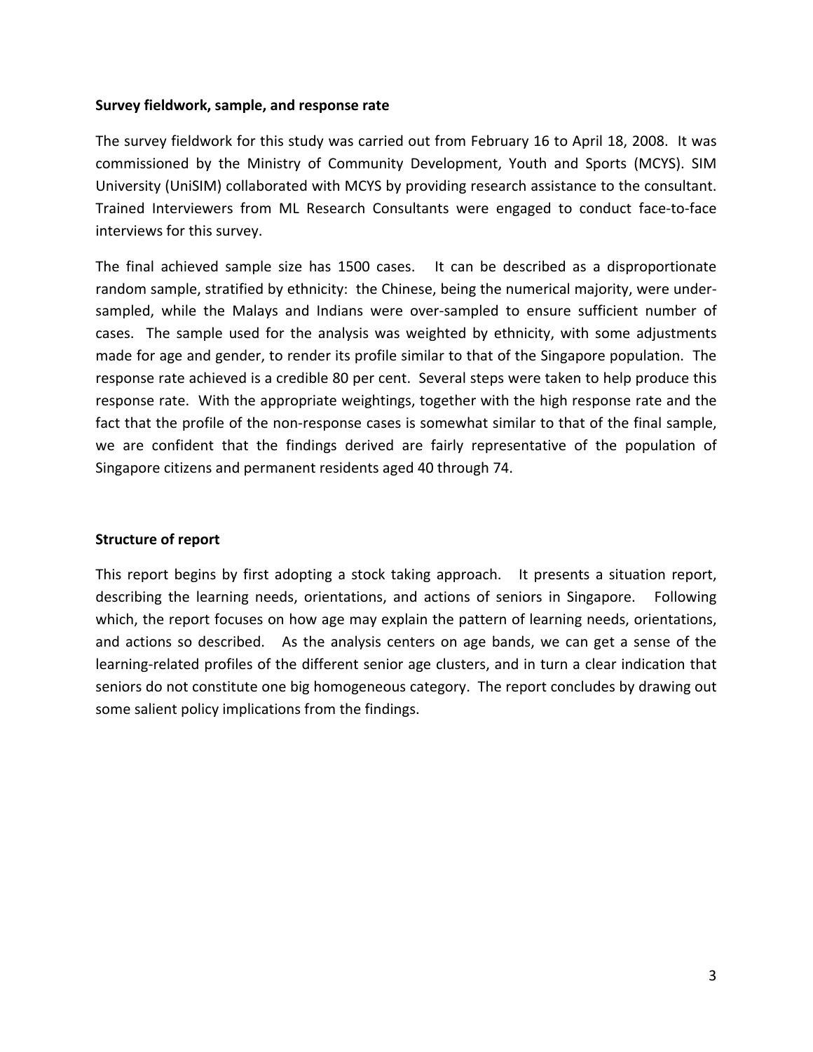**Survey fieldwork, sample, and response rate**

The survey fieldwork for this study was carried out from February 16 to April 18, 2008. It was commissioned by the Ministry of Community Development, Youth and Sports (MCYS). SIM University (UniSIM) collaborated with MCYS by providing research assistance to the consultant. Trained Interviewers from ML Research Consultants were engaged to conduct face-to-face interviews for this survey.

The final achieved sample size has 1500 cases. It can be described as a disproportionate random sample, stratified by ethnicity: the Chinese, being the numerical majority, were under-sampled, while the Malays and Indians were over-sampled to ensure sufficient number of cases. The sample used for the analysis was weighted by ethnicity, with some adjustments made for age and gender, to render its profile similar to that of the Singapore population. The response rate achieved is a credible 80 per cent. Several steps were taken to help produce this response rate. With the appropriate weightings, together with the high response rate and the fact that the profile of the non-response cases is somewhat similar to that of the final sample, we are confident that the findings derived are fairly representative of the population of Singapore citizens and permanent residents aged 40 through 74.

**Structure of report**

This report begins by first adopting a stock taking approach. It presents a situation report, describing the learning needs, orientations, and actions of seniors in Singapore. Following which, the report focuses on how age may explain the pattern of learning needs, orientations, and actions so described. As the analysis centers on age bands, we can get a sense of the learning-related profiles of the different senior age clusters, and in turn a clear indication that seniors do not constitute one big homogeneous category. The report concludes by drawing out some salient policy implications from the findings.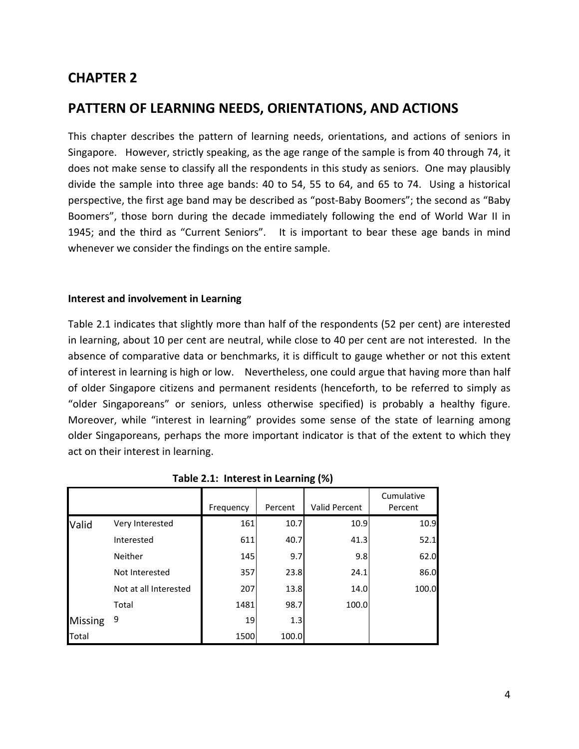# CHAPTER 2

# PATTERN OF LEARNING NEEDS, ORIENTATIONS, AND ACTIONS

This chapter describes the pattern of learning needs, orientations, and actions of seniors in Singapore. However, strictly speaking, as the age range of the sample is from 40 through 74, it does not make sense to classify all the respondents in this study as seniors. One may plausibly divide the sample into three age bands: 40 to 54, 55 to 64, and 65 to 74. Using a historical perspective, the first age band may be described as "post-Baby Boomers"; the second as "Baby Boomers", those born during the decade immediately following the end of World War II in 1945; and the third as "Current Seniors". It is important to bear these age bands in mind whenever we consider the findings on the entire sample.

### Interest and involvement in Learning

Table 2.1 indicates that slightly more than half of the respondents (52 per cent) are interested in learning, about 10 per cent are neutral, while close to 40 per cent are not interested. In the absence of comparative data or benchmarks, it is difficult to gauge whether or not this extent of interest in learning is high or low. Nevertheless, one could argue that having more than half of older Singapore citizens and permanent residents (henceforth, to be referred to simply as "older Singaporeans" or seniors, unless otherwise specified) is probably a healthy figure. Moreover, while "interest in learning" provides some sense of the state of learning among older Singaporeans, perhaps the more important indicator is that of the extent to which they act on their interest in learning.

**Table 2.1: Interest in Learning (%)**

| | | Frequency | Percent | Valid Percent | Cumulative Percent |
|---|---|---|---|---|---|
| Valid | Very Interested | 161 | 10.7 | 10.9 | 10.9 |
| | Interested | 611 | 40.7 | 41.3 | 52.1 |
| | Neither | 145 | 9.7 | 9.8 | 62.0 |
| | Not Interested | 357 | 23.8 | 24.1 | 86.0 |
| | Not at all Interested | 207 | 13.8 | 14.0 | 100.0 |
| | Total | 1481 | 98.7 | 100.0 | |
| Missing | 9 | 19 | 1.3 | | |
| Total | | 1500 | 100.0 | | |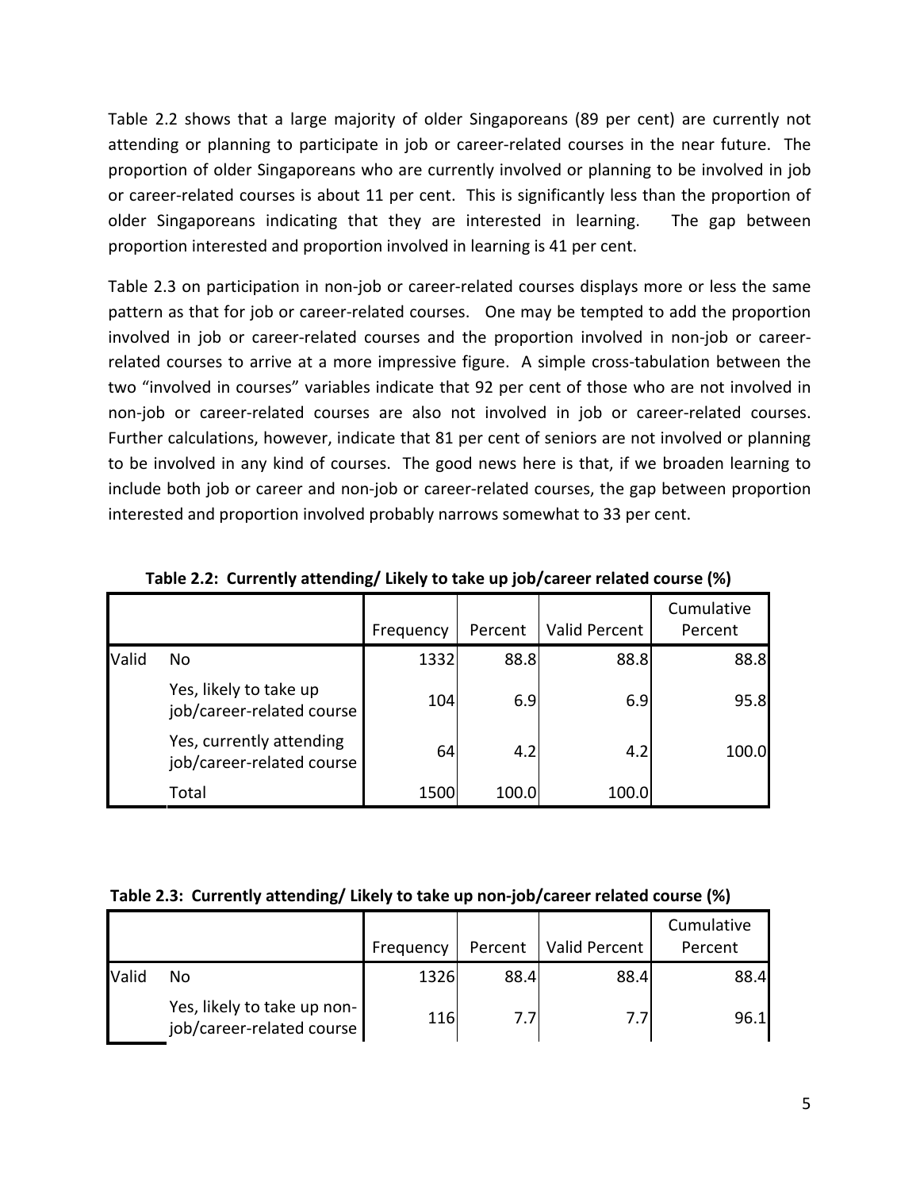Table 2.2 shows that a large majority of older Singaporeans (89 per cent) are currently not attending or planning to participate in job or career-related courses in the near future. The proportion of older Singaporeans who are currently involved or planning to be involved in job or career-related courses is about 11 per cent. This is significantly less than the proportion of older Singaporeans indicating that they are interested in learning. The gap between proportion interested and proportion involved in learning is 41 per cent.

Table 2.3 on participation in non-job or career-related courses displays more or less the same pattern as that for job or career-related courses. One may be tempted to add the proportion involved in job or career-related courses and the proportion involved in non-job or career-related courses to arrive at a more impressive figure. A simple cross-tabulation between the two "involved in courses" variables indicate that 92 per cent of those who are not involved in non-job or career-related courses are also not involved in job or career-related courses. Further calculations, however, indicate that 81 per cent of seniors are not involved or planning to be involved in any kind of courses. The good news here is that, if we broaden learning to include both job or career and non-job or career-related courses, the gap between proportion interested and proportion involved probably narrows somewhat to 33 per cent.

**Table 2.2: Currently attending/ Likely to take up job/career related course (%)**

| | | Frequency | Percent | Valid Percent | Cumulative Percent |
|---|---|---|---|---|---|
| Valid | No | 1332 | 88.8 | 88.8 | 88.8 |
| | Yes, likely to take up job/career-related course | 104 | 6.9 | 6.9 | 95.8 |
| | Yes, currently attending job/career-related course | 64 | 4.2 | 4.2 | 100.0 |
| | Total | 1500 | 100.0 | 100.0 | |

**Table 2.3: Currently attending/ Likely to take up non-job/career related course (%)**

| | | Frequency | Percent | Valid Percent | Cumulative Percent |
|---|---|---|---|---|---|
| Valid | No | 1326 | 88.4 | 88.4 | 88.4 |
| | Yes, likely to take up non-job/career-related course | 116 | 7.7 | 7.7 | 96.1 |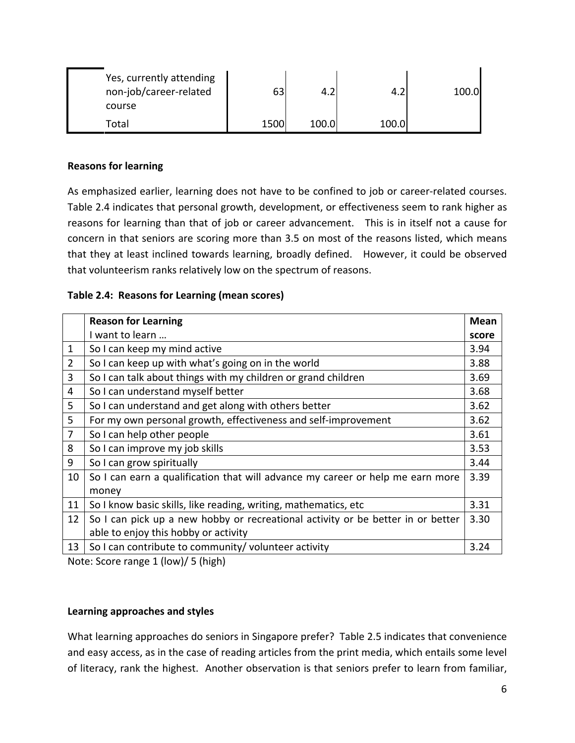| | | | | |
|---|---|---|---|---|
| Yes, currently attending non-job/career-related course | 63 | 4.2 | 4.2 | 100.0 |
| Total | 1500 | 100.0 | 100.0 | |

**Reasons for learning**

As emphasized earlier, learning does not have to be confined to job or career-related courses. Table 2.4 indicates that personal growth, development, or effectiveness seem to rank higher as reasons for learning than that of job or career advancement. This is in itself not a cause for concern in that seniors are scoring more than 3.5 on most of the reasons listed, which means that they at least inclined towards learning, broadly defined. However, it could be observed that volunteerism ranks relatively low on the spectrum of reasons.

**Table 2.4: Reasons for Learning (mean scores)**

| | **Reason for Learning**<br>I want to learn … | **Mean score** |
|---|---|---|
| 1 | So I can keep my mind active | 3.94 |
| 2 | So I can keep up with what's going on in the world | 3.88 |
| 3 | So I can talk about things with my children or grand children | 3.69 |
| 4 | So I can understand myself better | 3.68 |
| 5 | So I can understand and get along with others better | 3.62 |
| 5 | For my own personal growth, effectiveness and self-improvement | 3.62 |
| 7 | So I can help other people | 3.61 |
| 8 | So I can improve my job skills | 3.53 |
| 9 | So I can grow spiritually | 3.44 |
| 10 | So I can earn a qualification that will advance my career or help me earn more money | 3.39 |
| 11 | So I know basic skills, like reading, writing, mathematics, etc | 3.31 |
| 12 | So I can pick up a new hobby or recreational activity or be better in or better able to enjoy this hobby or activity | 3.30 |
| 13 | So I can contribute to community/ volunteer activity | 3.24 |

Note: Score range 1 (low)/ 5 (high)

**Learning approaches and styles**

What learning approaches do seniors in Singapore prefer? Table 2.5 indicates that convenience and easy access, as in the case of reading articles from the print media, which entails some level of literacy, rank the highest. Another observation is that seniors prefer to learn from familiar,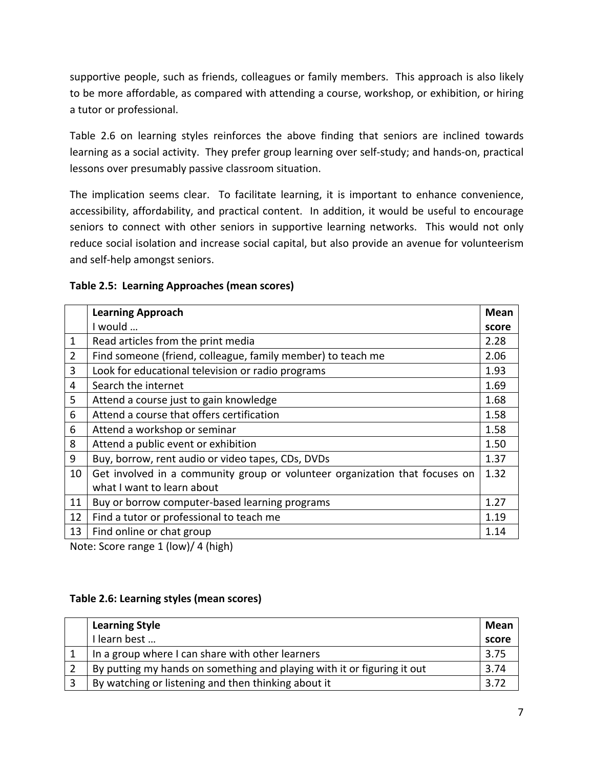supportive people, such as friends, colleagues or family members. This approach is also likely to be more affordable, as compared with attending a course, workshop, or exhibition, or hiring a tutor or professional.

Table 2.6 on learning styles reinforces the above finding that seniors are inclined towards learning as a social activity. They prefer group learning over self-study; and hands-on, practical lessons over presumably passive classroom situation.

The implication seems clear. To facilitate learning, it is important to enhance convenience, accessibility, affordability, and practical content. In addition, it would be useful to encourage seniors to connect with other seniors in supportive learning networks. This would not only reduce social isolation and increase social capital, but also provide an avenue for volunteerism and self-help amongst seniors.

**Table 2.5: Learning Approaches (mean scores)**

| | **Learning Approach**<br>I would … | **Mean score** |
|---|---|---|
| 1 | Read articles from the print media | 2.28 |
| 2 | Find someone (friend, colleague, family member) to teach me | 2.06 |
| 3 | Look for educational television or radio programs | 1.93 |
| 4 | Search the internet | 1.69 |
| 5 | Attend a course just to gain knowledge | 1.68 |
| 6 | Attend a course that offers certification | 1.58 |
| 6 | Attend a workshop or seminar | 1.58 |
| 8 | Attend a public event or exhibition | 1.50 |
| 9 | Buy, borrow, rent audio or video tapes, CDs, DVDs | 1.37 |
| 10 | Get involved in a community group or volunteer organization that focuses on what I want to learn about | 1.32 |
| 11 | Buy or borrow computer-based learning programs | 1.27 |
| 12 | Find a tutor or professional to teach me | 1.19 |
| 13 | Find online or chat group | 1.14 |

Note: Score range 1 (low)/ 4 (high)

**Table 2.6: Learning styles (mean scores)**

| | **Learning Style**<br>I learn best … | **Mean score** |
|---|---|---|
| 1 | In a group where I can share with other learners | 3.75 |
| 2 | By putting my hands on something and playing with it or figuring it out | 3.74 |
| 3 | By watching or listening and then thinking about it | 3.72 |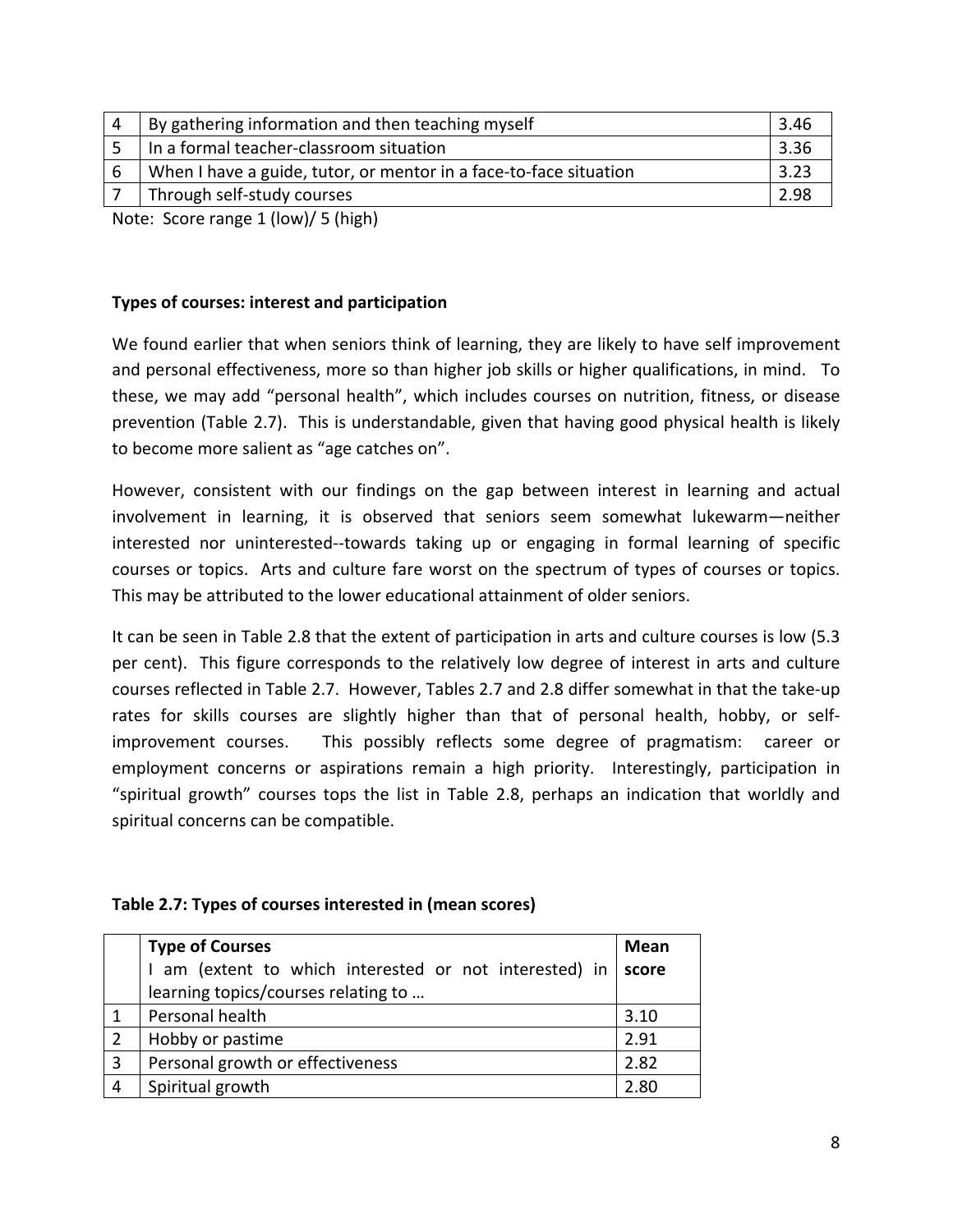| 4 | By gathering information and then teaching myself | 3.46 |
|---|---|---|
| 5 | In a formal teacher-classroom situation | 3.36 |
| 6 | When I have a guide, tutor, or mentor in a face-to-face situation | 3.23 |
| 7 | Through self-study courses | 2.98 |

Note: Score range 1 (low)/ 5 (high)

**Types of courses: interest and participation**

We found earlier that when seniors think of learning, they are likely to have self improvement and personal effectiveness, more so than higher job skills or higher qualifications, in mind. To these, we may add "personal health", which includes courses on nutrition, fitness, or disease prevention (Table 2.7). This is understandable, given that having good physical health is likely to become more salient as "age catches on".

However, consistent with our findings on the gap between interest in learning and actual involvement in learning, it is observed that seniors seem somewhat lukewarm—neither interested nor uninterested--towards taking up or engaging in formal learning of specific courses or topics. Arts and culture fare worst on the spectrum of types of courses or topics. This may be attributed to the lower educational attainment of older seniors.

It can be seen in Table 2.8 that the extent of participation in arts and culture courses is low (5.3 per cent). This figure corresponds to the relatively low degree of interest in arts and culture courses reflected in Table 2.7. However, Tables 2.7 and 2.8 differ somewhat in that the take-up rates for skills courses are slightly higher than that of personal health, hobby, or self-improvement courses. This possibly reflects some degree of pragmatism: career or employment concerns or aspirations remain a high priority. Interestingly, participation in "spiritual growth" courses tops the list in Table 2.8, perhaps an indication that worldly and spiritual concerns can be compatible.

**Table 2.7: Types of courses interested in (mean scores)**

| | **Type of Courses** I am (extent to which interested or not interested) in learning topics/courses relating to … | **Mean score** |
|---|---|---|
| 1 | Personal health | 3.10 |
| 2 | Hobby or pastime | 2.91 |
| 3 | Personal growth or effectiveness | 2.82 |
| 4 | Spiritual growth | 2.80 |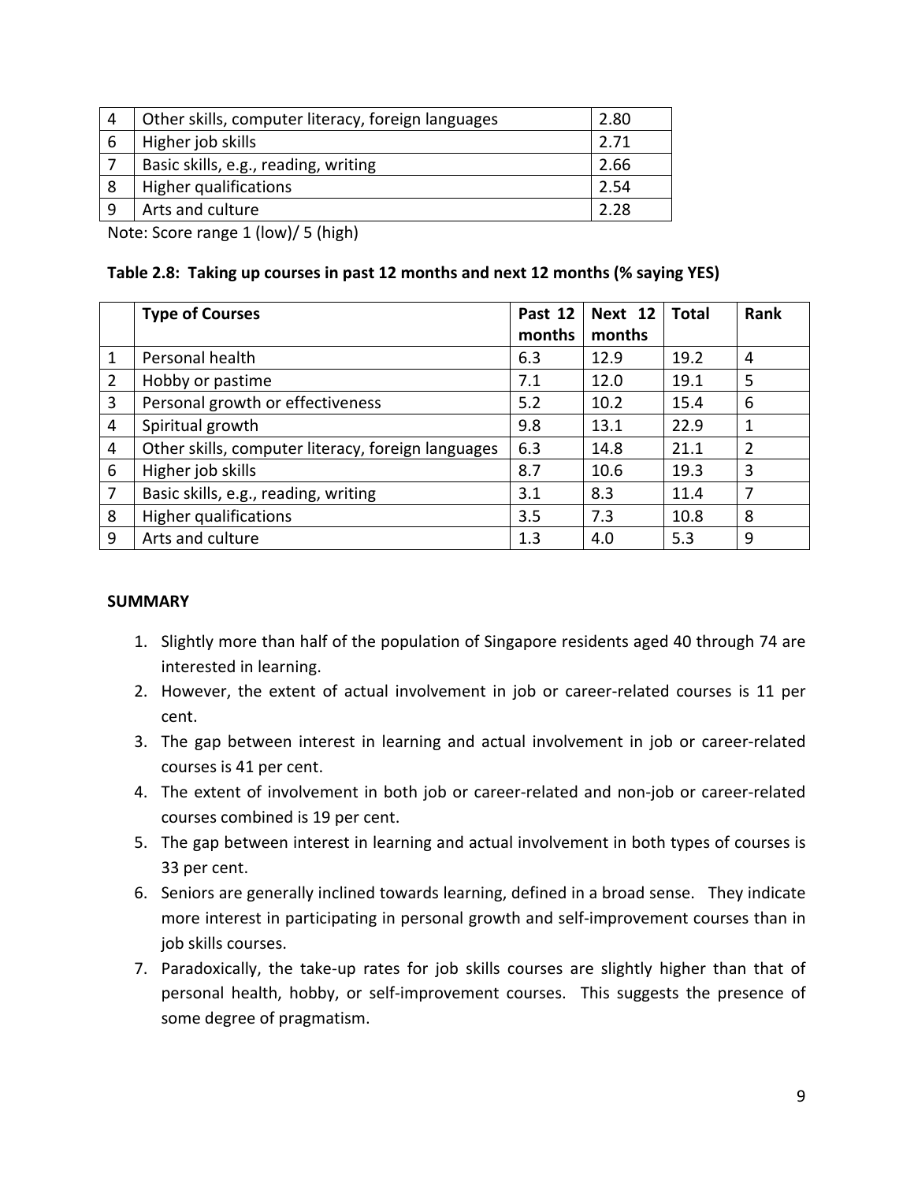| 4 | Other skills, computer literacy, foreign languages | 2.80 |
|---|---|---|
| 6 | Higher job skills | 2.71 |
| 7 | Basic skills, e.g., reading, writing | 2.66 |
| 8 | Higher qualifications | 2.54 |
| 9 | Arts and culture | 2.28 |

Note: Score range 1 (low)/ 5 (high)

**Table 2.8: Taking up courses in past 12 months and next 12 months (% saying YES)**

| | Type of Courses | Past 12 months | Next 12 months | Total | Rank |
|---|---|---|---|---|---|
| 1 | Personal health | 6.3 | 12.9 | 19.2 | 4 |
| 2 | Hobby or pastime | 7.1 | 12.0 | 19.1 | 5 |
| 3 | Personal growth or effectiveness | 5.2 | 10.2 | 15.4 | 6 |
| 4 | Spiritual growth | 9.8 | 13.1 | 22.9 | 1 |
| 4 | Other skills, computer literacy, foreign languages | 6.3 | 14.8 | 21.1 | 2 |
| 6 | Higher job skills | 8.7 | 10.6 | 19.3 | 3 |
| 7 | Basic skills, e.g., reading, writing | 3.1 | 8.3 | 11.4 | 7 |
| 8 | Higher qualifications | 3.5 | 7.3 | 10.8 | 8 |
| 9 | Arts and culture | 1.3 | 4.0 | 5.3 | 9 |

**SUMMARY**

1. Slightly more than half of the population of Singapore residents aged 40 through 74 are interested in learning.
2. However, the extent of actual involvement in job or career-related courses is 11 per cent.
3. The gap between interest in learning and actual involvement in job or career-related courses is 41 per cent.
4. The extent of involvement in both job or career-related and non-job or career-related courses combined is 19 per cent.
5. The gap between interest in learning and actual involvement in both types of courses is 33 per cent.
6. Seniors are generally inclined towards learning, defined in a broad sense. They indicate more interest in participating in personal growth and self-improvement courses than in job skills courses.
7. Paradoxically, the take-up rates for job skills courses are slightly higher than that of personal health, hobby, or self-improvement courses. This suggests the presence of some degree of pragmatism.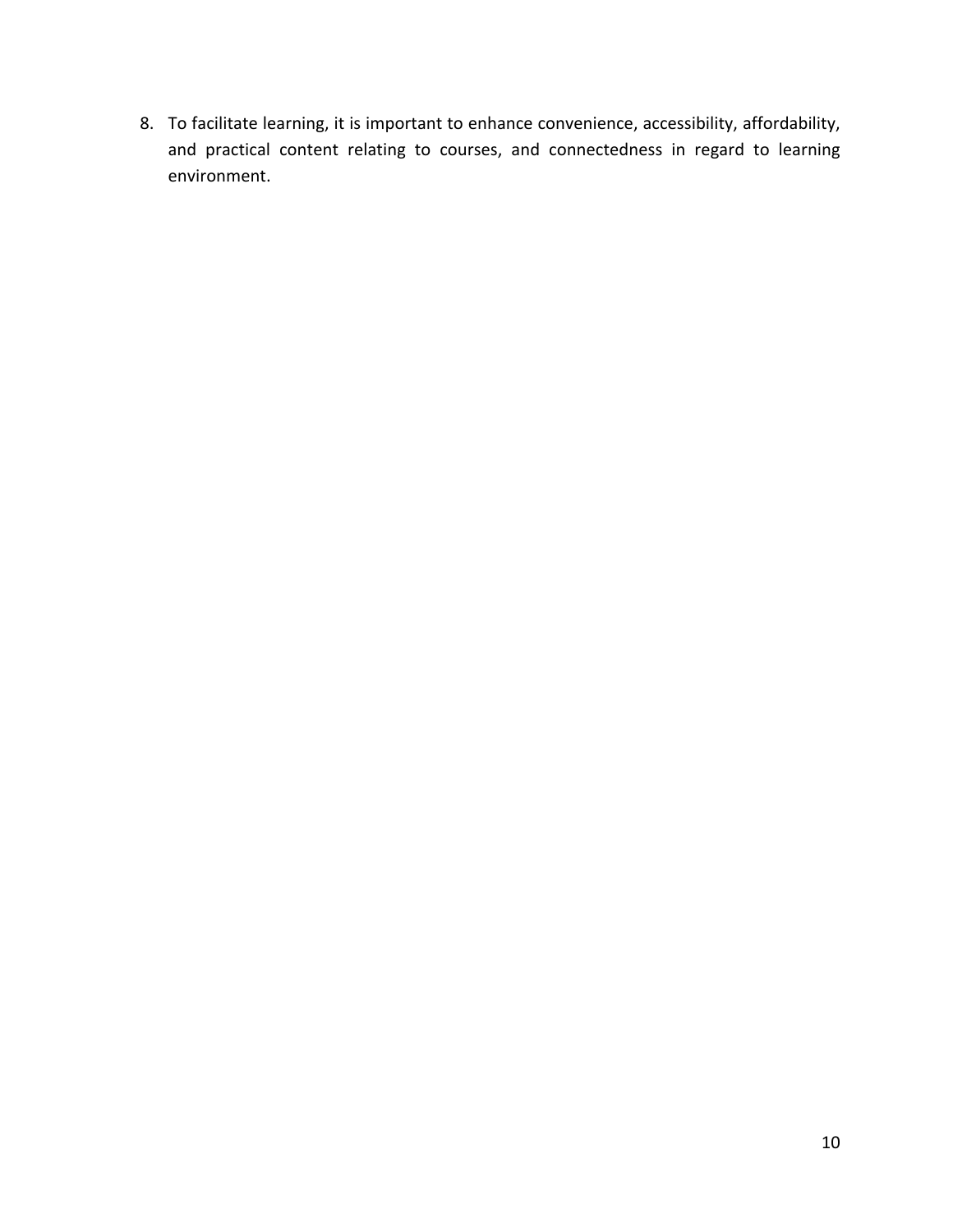8. To facilitate learning, it is important to enhance convenience, accessibility, affordability, and practical content relating to courses, and connectedness in regard to learning environment.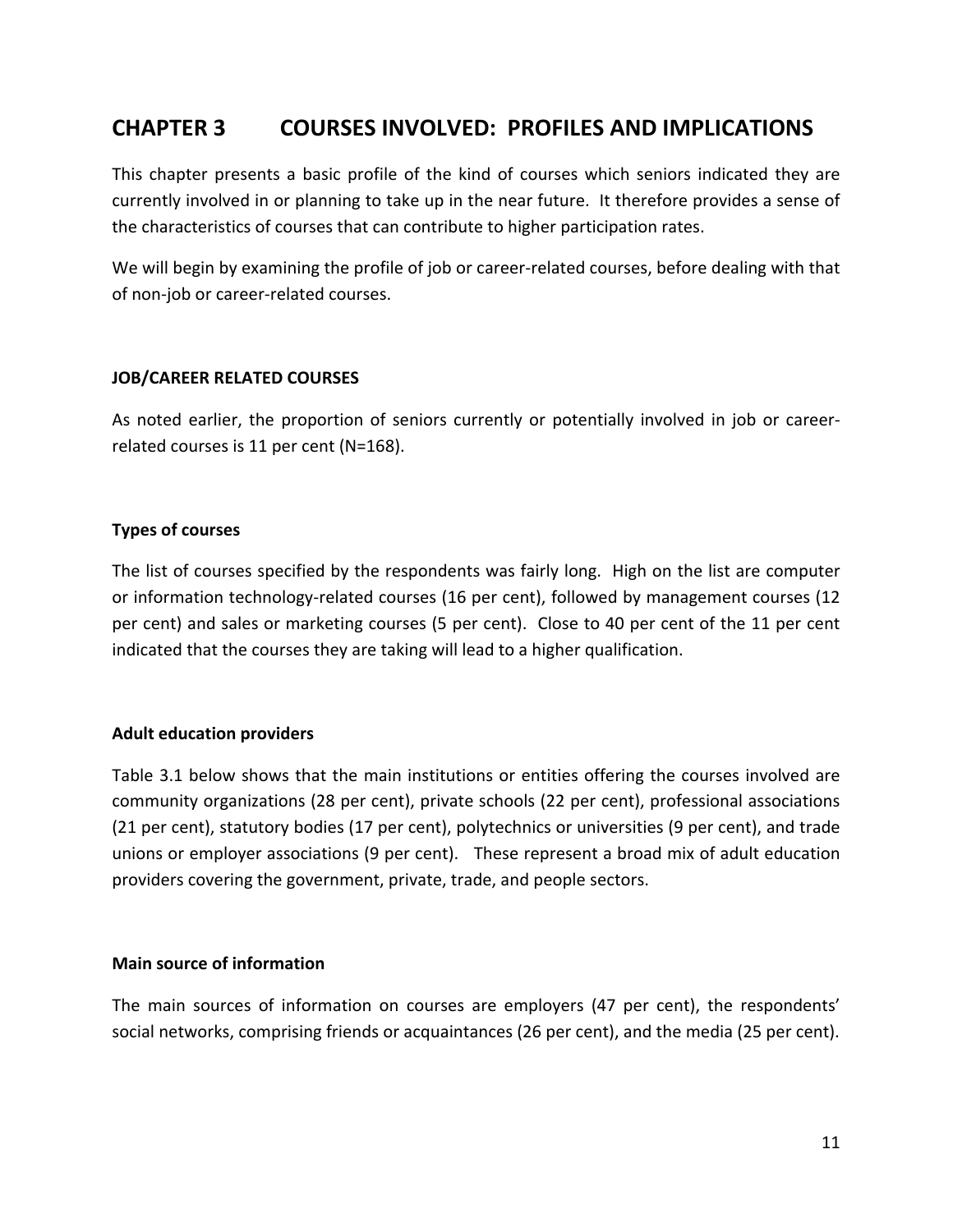# CHAPTER 3 COURSES INVOLVED: PROFILES AND IMPLICATIONS

This chapter presents a basic profile of the kind of courses which seniors indicated they are currently involved in or planning to take up in the near future. It therefore provides a sense of the characteristics of courses that can contribute to higher participation rates.

We will begin by examining the profile of job or career-related courses, before dealing with that of non-job or career-related courses.

## JOB/CAREER RELATED COURSES

As noted earlier, the proportion of seniors currently or potentially involved in job or career-related courses is 11 per cent (N=168).

### Types of courses

The list of courses specified by the respondents was fairly long. High on the list are computer or information technology-related courses (16 per cent), followed by management courses (12 per cent) and sales or marketing courses (5 per cent). Close to 40 per cent of the 11 per cent indicated that the courses they are taking will lead to a higher qualification.

### Adult education providers

Table 3.1 below shows that the main institutions or entities offering the courses involved are community organizations (28 per cent), private schools (22 per cent), professional associations (21 per cent), statutory bodies (17 per cent), polytechnics or universities (9 per cent), and trade unions or employer associations (9 per cent). These represent a broad mix of adult education providers covering the government, private, trade, and people sectors.

### Main source of information

The main sources of information on courses are employers (47 per cent), the respondents' social networks, comprising friends or acquaintances (26 per cent), and the media (25 per cent).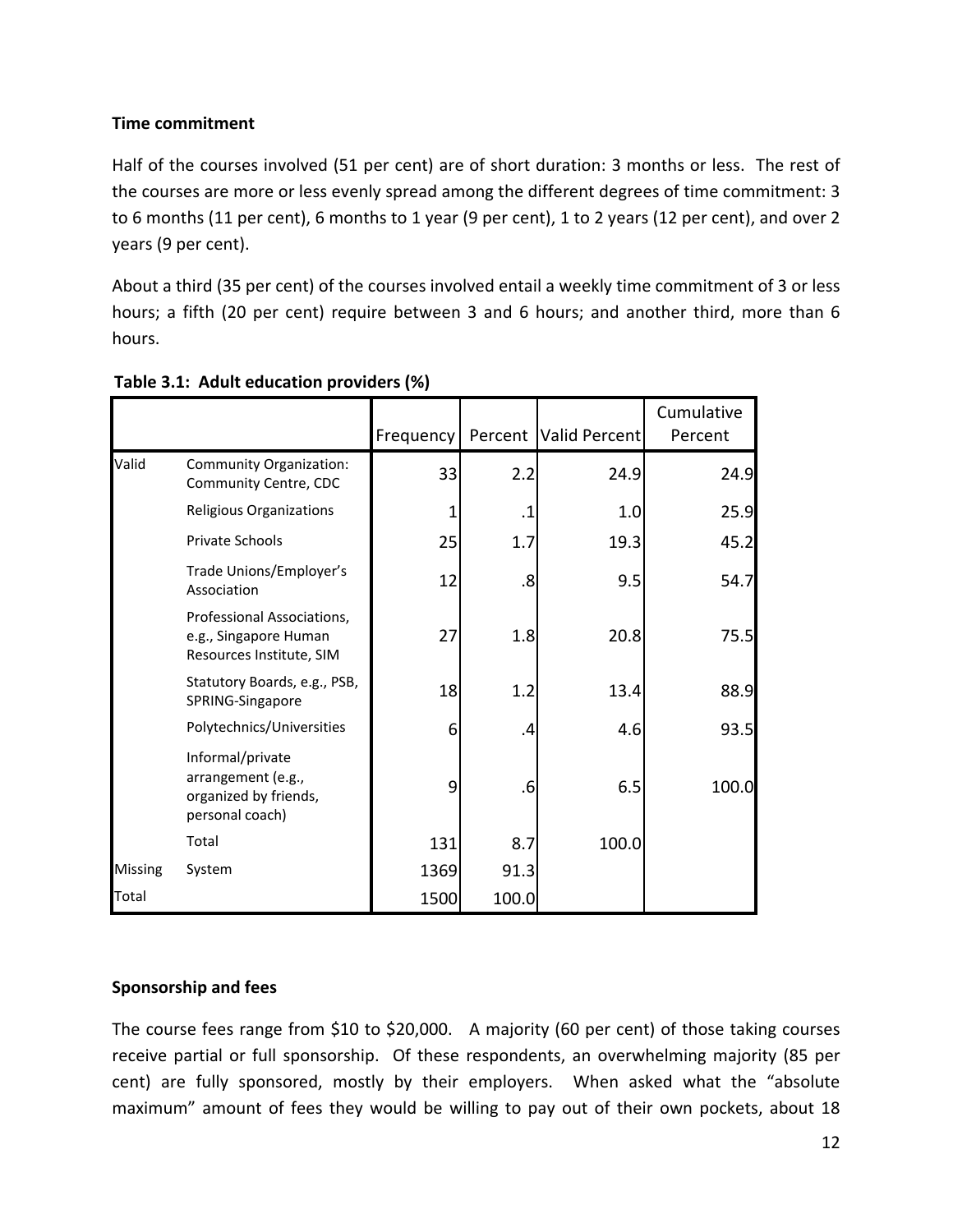**Time commitment**

Half of the courses involved (51 per cent) are of short duration: 3 months or less. The rest of the courses are more or less evenly spread among the different degrees of time commitment: 3 to 6 months (11 per cent), 6 months to 1 year (9 per cent), 1 to 2 years (12 per cent), and over 2 years (9 per cent).

About a third (35 per cent) of the courses involved entail a weekly time commitment of 3 or less hours; a fifth (20 per cent) require between 3 and 6 hours; and another third, more than 6 hours.

**Table 3.1: Adult education providers (%)**

| | | Frequency | Percent | Valid Percent | Cumulative Percent |
|---|---|---|---|---|---|
| Valid | Community Organization: Community Centre, CDC | 33 | 2.2 | 24.9 | 24.9 |
| | Religious Organizations | 1 | .1 | 1.0 | 25.9 |
| | Private Schools | 25 | 1.7 | 19.3 | 45.2 |
| | Trade Unions/Employer's Association | 12 | .8 | 9.5 | 54.7 |
| | Professional Associations, e.g., Singapore Human Resources Institute, SIM | 27 | 1.8 | 20.8 | 75.5 |
| | Statutory Boards, e.g., PSB, SPRING-Singapore | 18 | 1.2 | 13.4 | 88.9 |
| | Polytechnics/Universities | 6 | .4 | 4.6 | 93.5 |
| | Informal/private arrangement (e.g., organized by friends, personal coach) | 9 | .6 | 6.5 | 100.0 |
| | Total | 131 | 8.7 | 100.0 | |
| Missing | System | 1369 | 91.3 | | |
| Total | | 1500 | 100.0 | | |

**Sponsorship and fees**

The course fees range from $10 to $20,000. A majority (60 per cent) of those taking courses receive partial or full sponsorship. Of these respondents, an overwhelming majority (85 per cent) are fully sponsored, mostly by their employers. When asked what the "absolute maximum" amount of fees they would be willing to pay out of their own pockets, about 18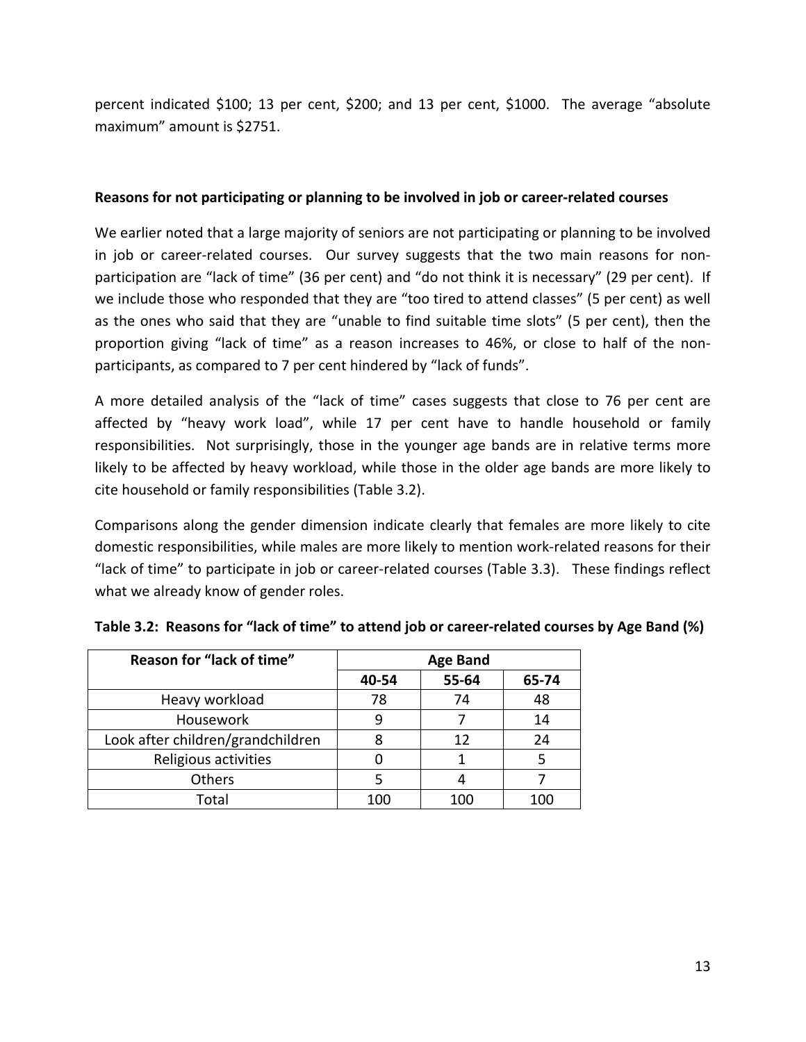percent indicated $100; 13 per cent, $200; and 13 per cent, $1000. The average "absolute maximum" amount is $2751.

**Reasons for not participating or planning to be involved in job or career-related courses**

We earlier noted that a large majority of seniors are not participating or planning to be involved in job or career-related courses. Our survey suggests that the two main reasons for non-participation are "lack of time" (36 per cent) and "do not think it is necessary" (29 per cent). If we include those who responded that they are "too tired to attend classes" (5 per cent) as well as the ones who said that they are "unable to find suitable time slots" (5 per cent), then the proportion giving "lack of time" as a reason increases to 46%, or close to half of the non-participants, as compared to 7 per cent hindered by "lack of funds".

A more detailed analysis of the "lack of time" cases suggests that close to 76 per cent are affected by "heavy work load", while 17 per cent have to handle household or family responsibilities. Not surprisingly, those in the younger age bands are in relative terms more likely to be affected by heavy workload, while those in the older age bands are more likely to cite household or family responsibilities (Table 3.2).

Comparisons along the gender dimension indicate clearly that females are more likely to cite domestic responsibilities, while males are more likely to mention work-related reasons for their "lack of time" to participate in job or career-related courses (Table 3.3). These findings reflect what we already know of gender roles.

**Table 3.2: Reasons for "lack of time" to attend job or career-related courses by Age Band (%)**

| Reason for "lack of time" | Age Band | | |
|---|---|---|---|
| | 40-54 | 55-64 | 65-74 |
| Heavy workload | 78 | 74 | 48 |
| Housework | 9 | 7 | 14 |
| Look after children/grandchildren | 8 | 12 | 24 |
| Religious activities | 0 | 1 | 5 |
| Others | 5 | 4 | 7 |
| Total | 100 | 100 | 100 |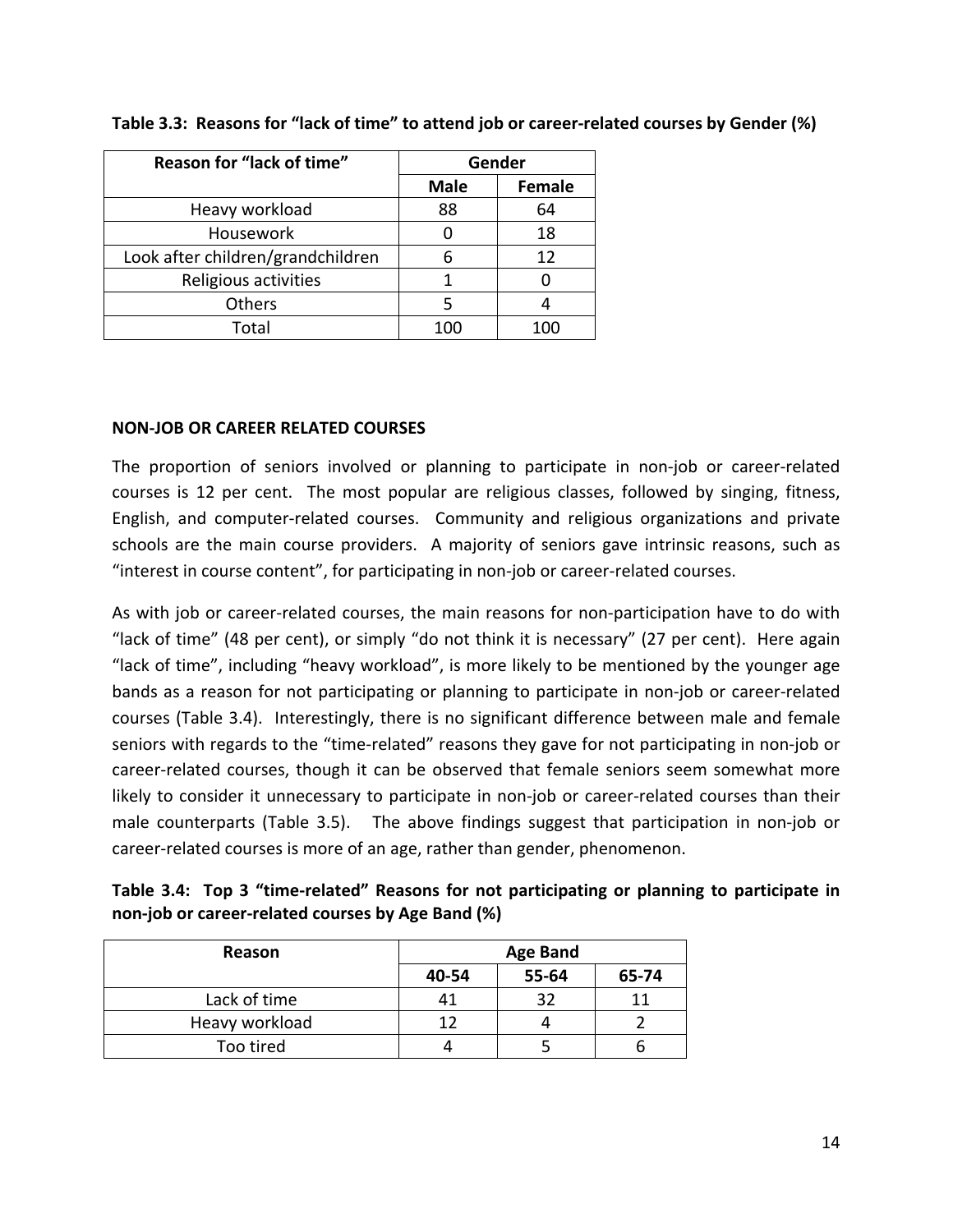**Table 3.3: Reasons for “lack of time” to attend job or career-related courses by Gender (%)**

| Reason for “lack of time” | Gender | |
|---|---|---|
| | Male | Female |
| Heavy workload | 88 | 64 |
| Housework | 0 | 18 |
| Look after children/grandchildren | 6 | 12 |
| Religious activities | 1 | 0 |
| Others | 5 | 4 |
| Total | 100 | 100 |

**NON-JOB OR CAREER RELATED COURSES**

The proportion of seniors involved or planning to participate in non-job or career-related courses is 12 per cent. The most popular are religious classes, followed by singing, fitness, English, and computer-related courses. Community and religious organizations and private schools are the main course providers. A majority of seniors gave intrinsic reasons, such as “interest in course content”, for participating in non-job or career-related courses.

As with job or career-related courses, the main reasons for non-participation have to do with “lack of time” (48 per cent), or simply “do not think it is necessary” (27 per cent). Here again “lack of time”, including “heavy workload”, is more likely to be mentioned by the younger age bands as a reason for not participating or planning to participate in non-job or career-related courses (Table 3.4). Interestingly, there is no significant difference between male and female seniors with regards to the “time-related” reasons they gave for not participating in non-job or career-related courses, though it can be observed that female seniors seem somewhat more likely to consider it unnecessary to participate in non-job or career-related courses than their male counterparts (Table 3.5). The above findings suggest that participation in non-job or career-related courses is more of an age, rather than gender, phenomenon.

**Table 3.4: Top 3 “time-related” Reasons for not participating or planning to participate in non-job or career-related courses by Age Band (%)**

| Reason | Age Band | | |
|---|---|---|---|
| | 40-54 | 55-64 | 65-74 |
| Lack of time | 41 | 32 | 11 |
| Heavy workload | 12 | 4 | 2 |
| Too tired | 4 | 5 | 6 |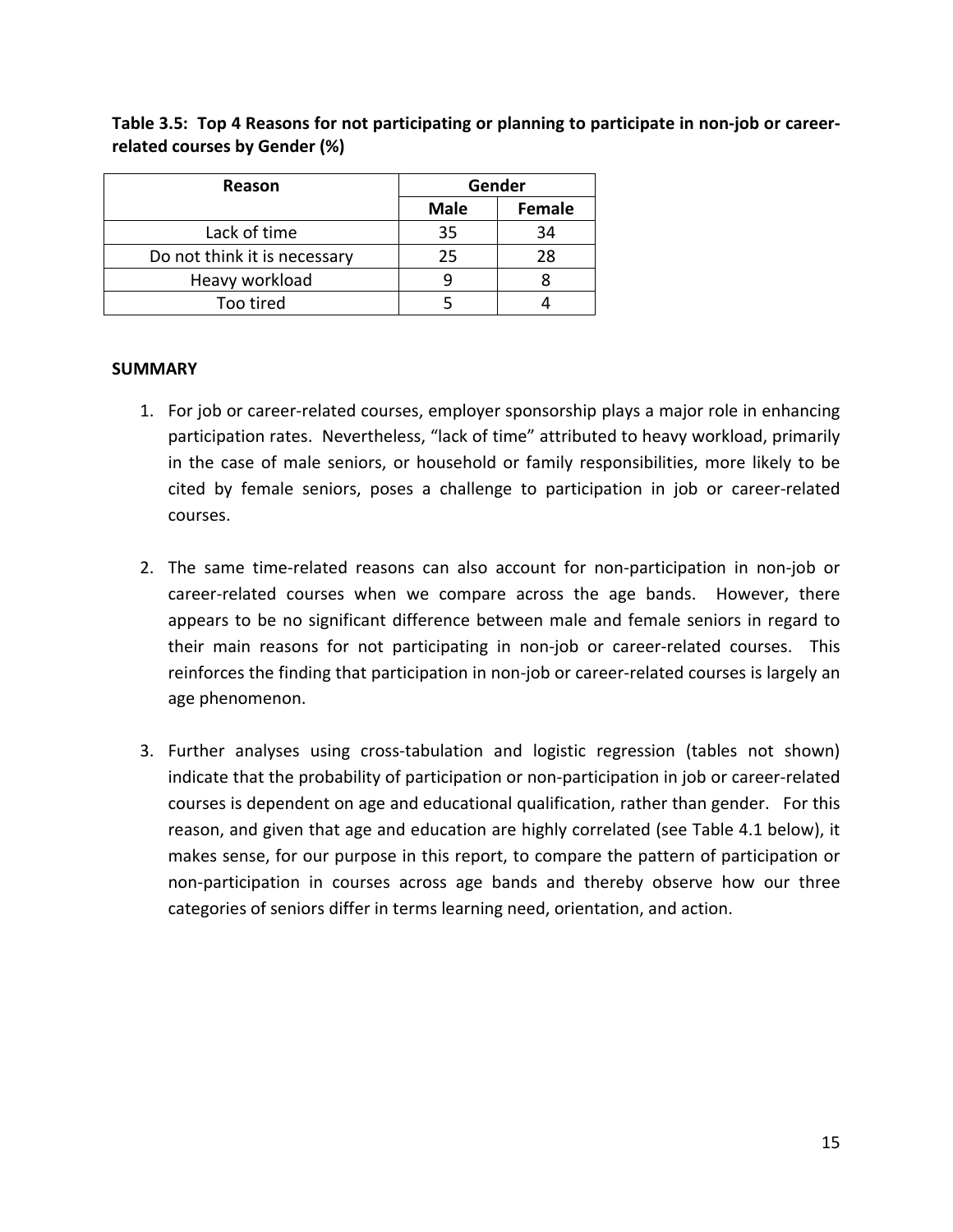**Table 3.5: Top 4 Reasons for not participating or planning to participate in non-job or career-related courses by Gender (%)**

| Reason | Gender | |
|---|---|---|
| | Male | Female |
| Lack of time | 35 | 34 |
| Do not think it is necessary | 25 | 28 |
| Heavy workload | 9 | 8 |
| Too tired | 5 | 4 |

**SUMMARY**

1. For job or career-related courses, employer sponsorship plays a major role in enhancing participation rates. Nevertheless, "lack of time" attributed to heavy workload, primarily in the case of male seniors, or household or family responsibilities, more likely to be cited by female seniors, poses a challenge to participation in job or career-related courses.

2. The same time-related reasons can also account for non-participation in non-job or career-related courses when we compare across the age bands. However, there appears to be no significant difference between male and female seniors in regard to their main reasons for not participating in non-job or career-related courses. This reinforces the finding that participation in non-job or career-related courses is largely an age phenomenon.

3. Further analyses using cross-tabulation and logistic regression (tables not shown) indicate that the probability of participation or non-participation in job or career-related courses is dependent on age and educational qualification, rather than gender. For this reason, and given that age and education are highly correlated (see Table 4.1 below), it makes sense, for our purpose in this report, to compare the pattern of participation or non-participation in courses across age bands and thereby observe how our three categories of seniors differ in terms learning need, orientation, and action.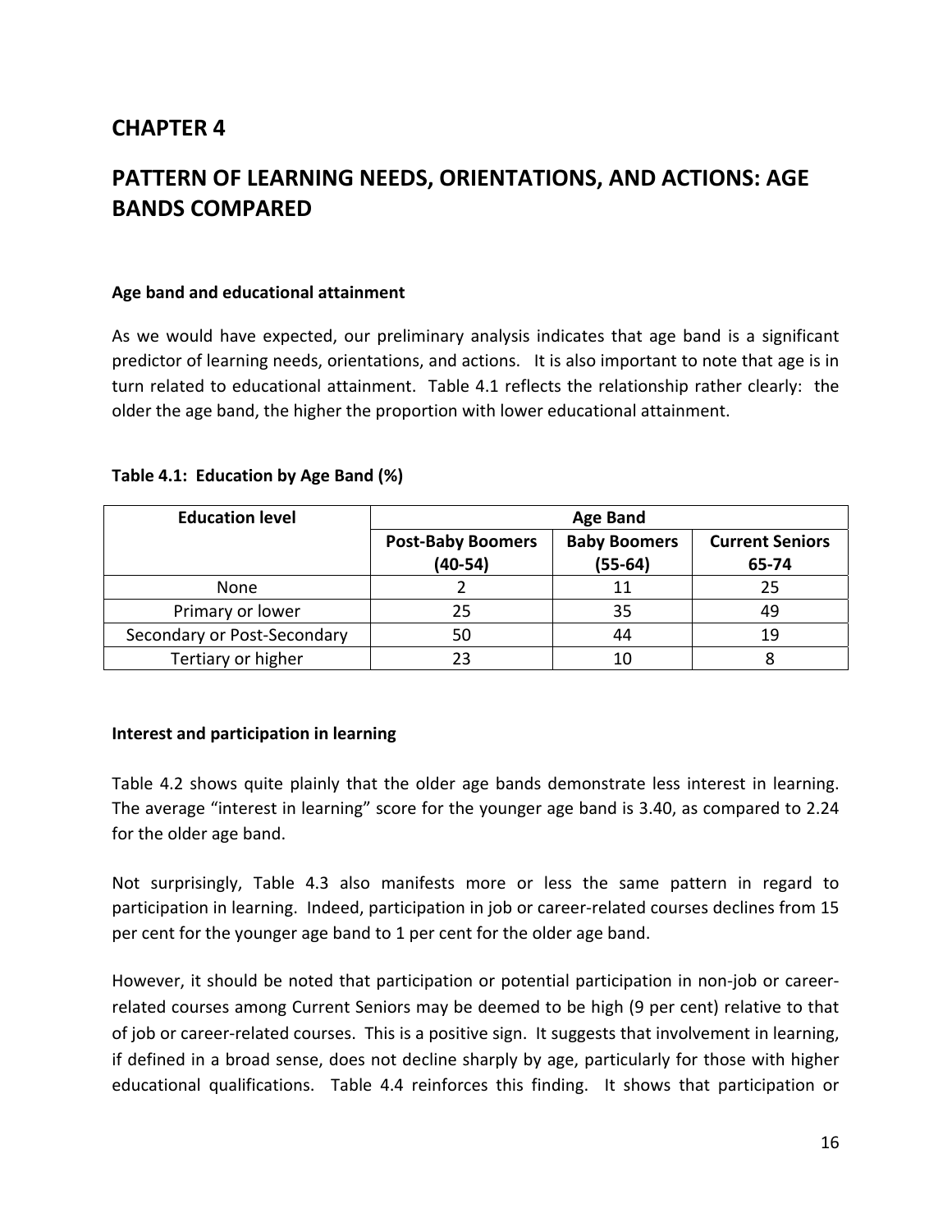# CHAPTER 4

# PATTERN OF LEARNING NEEDS, ORIENTATIONS, AND ACTIONS: AGE BANDS COMPARED

### Age band and educational attainment

As we would have expected, our preliminary analysis indicates that age band is a significant predictor of learning needs, orientations, and actions. It is also important to note that age is in turn related to educational attainment. Table 4.1 reflects the relationship rather clearly: the older the age band, the higher the proportion with lower educational attainment.

**Table 4.1: Education by Age Band (%)**

| Education level | Age Band | | |
|---|---|---|---|
| | Post-Baby Boomers (40-54) | Baby Boomers (55-64) | Current Seniors 65-74 |
| None | 2 | 11 | 25 |
| Primary or lower | 25 | 35 | 49 |
| Secondary or Post-Secondary | 50 | 44 | 19 |
| Tertiary or higher | 23 | 10 | 8 |

### Interest and participation in learning

Table 4.2 shows quite plainly that the older age bands demonstrate less interest in learning. The average "interest in learning" score for the younger age band is 3.40, as compared to 2.24 for the older age band.

Not surprisingly, Table 4.3 also manifests more or less the same pattern in regard to participation in learning. Indeed, participation in job or career-related courses declines from 15 per cent for the younger age band to 1 per cent for the older age band.

However, it should be noted that participation or potential participation in non-job or career-related courses among Current Seniors may be deemed to be high (9 per cent) relative to that of job or career-related courses. This is a positive sign. It suggests that involvement in learning, if defined in a broad sense, does not decline sharply by age, particularly for those with higher educational qualifications. Table 4.4 reinforces this finding. It shows that participation or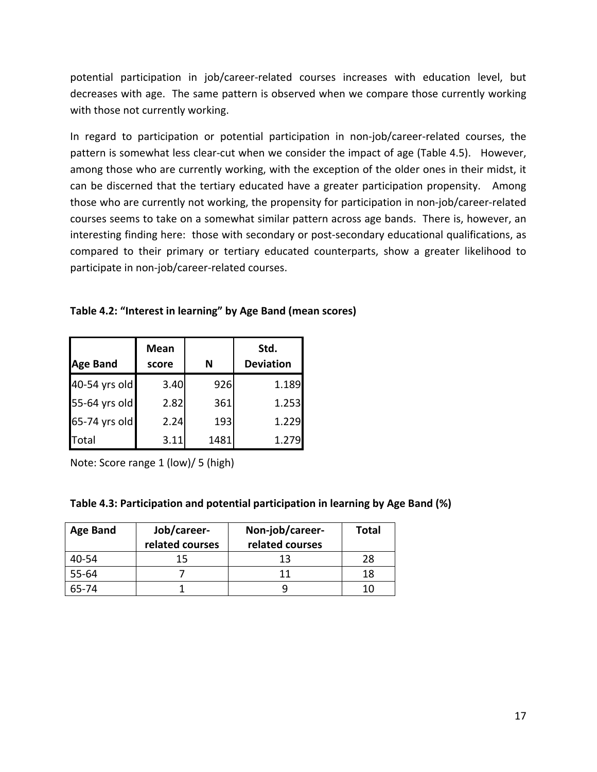potential participation in job/career-related courses increases with education level, but decreases with age. The same pattern is observed when we compare those currently working with those not currently working.

In regard to participation or potential participation in non-job/career-related courses, the pattern is somewhat less clear-cut when we consider the impact of age (Table 4.5). However, among those who are currently working, with the exception of the older ones in their midst, it can be discerned that the tertiary educated have a greater participation propensity. Among those who are currently not working, the propensity for participation in non-job/career-related courses seems to take on a somewhat similar pattern across age bands. There is, however, an interesting finding here: those with secondary or post-secondary educational qualifications, as compared to their primary or tertiary educated counterparts, show a greater likelihood to participate in non-job/career-related courses.

**Table 4.2: "Interest in learning" by Age Band (mean scores)**

| Age Band | Mean score | N | Std. Deviation |
|---|---|---|---|
| 40-54 yrs old | 3.40 | 926 | 1.189 |
| 55-64 yrs old | 2.82 | 361 | 1.253 |
| 65-74 yrs old | 2.24 | 193 | 1.229 |
| Total | 3.11 | 1481 | 1.279 |

Note: Score range 1 (low)/ 5 (high)

**Table 4.3: Participation and potential participation in learning by Age Band (%)**

| Age Band | Job/career-related courses | Non-job/career-related courses | Total |
|---|---|---|---|
| 40-54 | 15 | 13 | 28 |
| 55-64 | 7 | 11 | 18 |
| 65-74 | 1 | 9 | 10 |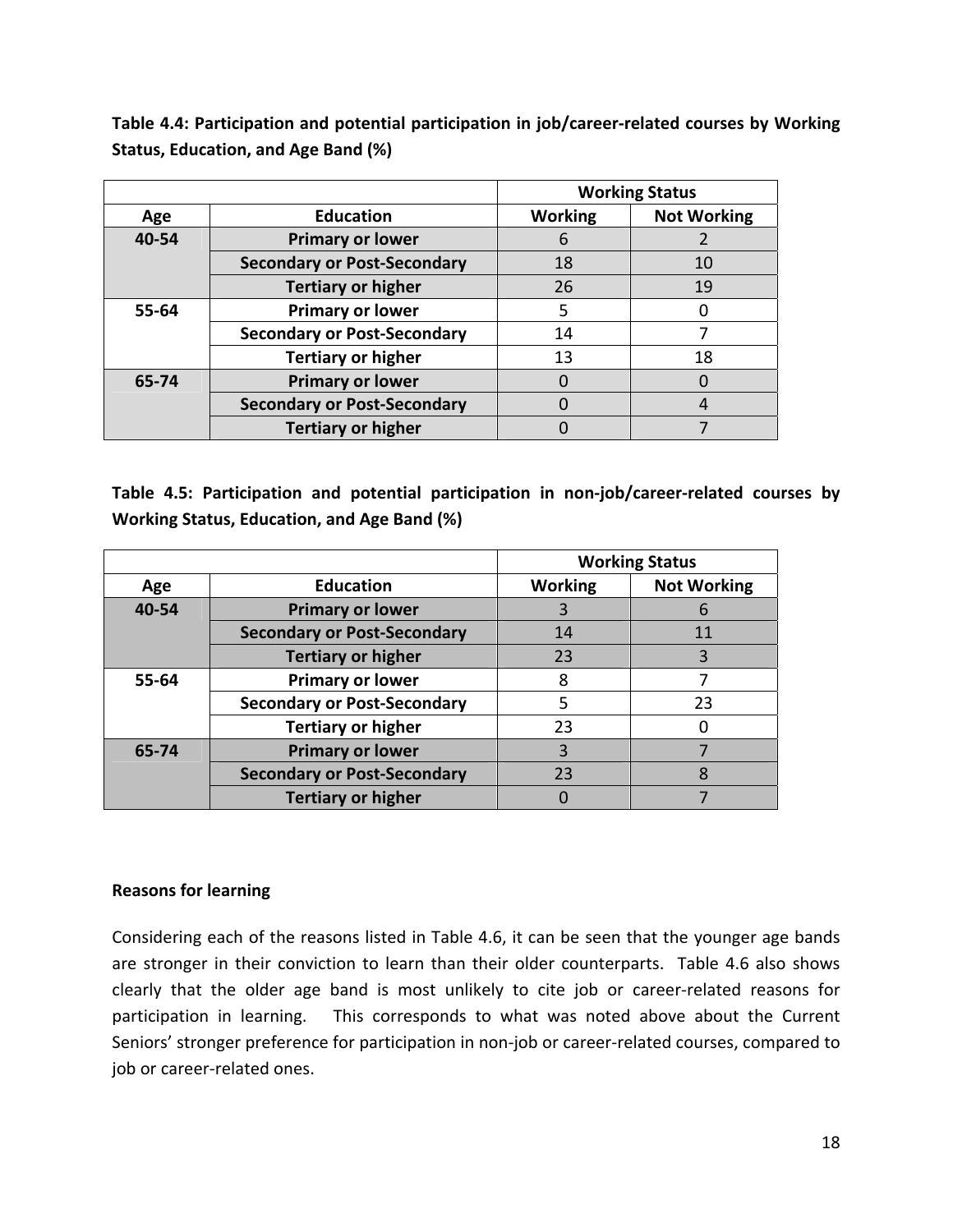**Table 4.4: Participation and potential participation in job/career-related courses by Working Status, Education, and Age Band (%)**

| | | Working Status | |
|---|---|---|---|
| **Age** | **Education** | **Working** | **Not Working** |
| **40-54** | **Primary or lower** | 6 | 2 |
| | **Secondary or Post-Secondary** | 18 | 10 |
| | **Tertiary or higher** | 26 | 19 |
| **55-64** | **Primary or lower** | 5 | 0 |
| | **Secondary or Post-Secondary** | 14 | 7 |
| | **Tertiary or higher** | 13 | 18 |
| **65-74** | **Primary or lower** | 0 | 0 |
| | **Secondary or Post-Secondary** | 0 | 4 |
| | **Tertiary or higher** | 0 | 7 |

**Table 4.5: Participation and potential participation in non-job/career-related courses by Working Status, Education, and Age Band (%)**

| | | Working Status | |
|---|---|---|---|
| **Age** | **Education** | **Working** | **Not Working** |
| **40-54** | **Primary or lower** | 3 | 6 |
| | **Secondary or Post-Secondary** | 14 | 11 |
| | **Tertiary or higher** | 23 | 3 |
| **55-64** | **Primary or lower** | 8 | 7 |
| | **Secondary or Post-Secondary** | 5 | 23 |
| | **Tertiary or higher** | 23 | 0 |
| **65-74** | **Primary or lower** | 3 | 7 |
| | **Secondary or Post-Secondary** | 23 | 8 |
| | **Tertiary or higher** | 0 | 7 |

**Reasons for learning**

Considering each of the reasons listed in Table 4.6, it can be seen that the younger age bands are stronger in their conviction to learn than their older counterparts. Table 4.6 also shows clearly that the older age band is most unlikely to cite job or career-related reasons for participation in learning. This corresponds to what was noted above about the Current Seniors' stronger preference for participation in non-job or career-related courses, compared to job or career-related ones.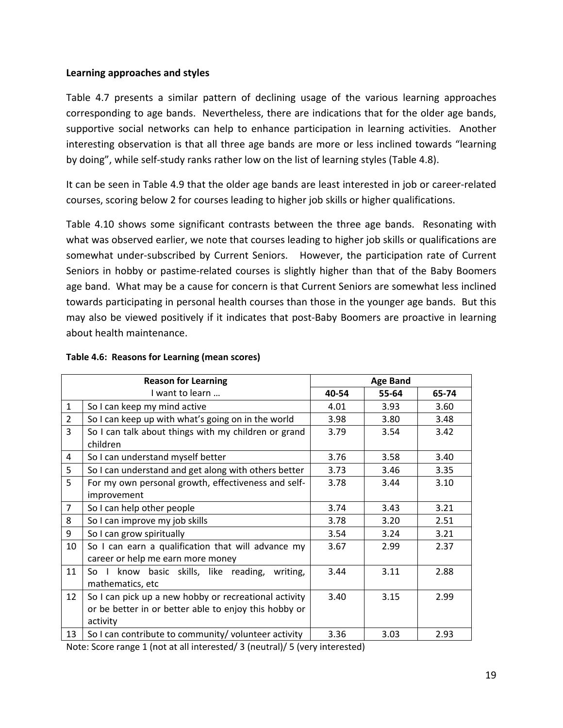**Learning approaches and styles**

Table 4.7 presents a similar pattern of declining usage of the various learning approaches corresponding to age bands. Nevertheless, there are indications that for the older age bands, supportive social networks can help to enhance participation in learning activities. Another interesting observation is that all three age bands are more or less inclined towards "learning by doing", while self-study ranks rather low on the list of learning styles (Table 4.8).

It can be seen in Table 4.9 that the older age bands are least interested in job or career-related courses, scoring below 2 for courses leading to higher job skills or higher qualifications.

Table 4.10 shows some significant contrasts between the three age bands. Resonating with what was observed earlier, we note that courses leading to higher job skills or qualifications are somewhat under-subscribed by Current Seniors. However, the participation rate of Current Seniors in hobby or pastime-related courses is slightly higher than that of the Baby Boomers age band. What may be a cause for concern is that Current Seniors are somewhat less inclined towards participating in personal health courses than those in the younger age bands. But this may also be viewed positively if it indicates that post-Baby Boomers are proactive in learning about health maintenance.

**Table 4.6: Reasons for Learning (mean scores)**

| **Reason for Learning** | | **Age Band** | | |
|---|---|---|---|---|
| | I want to learn … | **40-54** | **55-64** | **65-74** |
| 1 | So I can keep my mind active | 4.01 | 3.93 | 3.60 |
| 2 | So I can keep up with what's going on in the world | 3.98 | 3.80 | 3.48 |
| 3 | So I can talk about things with my children or grand children | 3.79 | 3.54 | 3.42 |
| 4 | So I can understand myself better | 3.76 | 3.58 | 3.40 |
| 5 | So I can understand and get along with others better | 3.73 | 3.46 | 3.35 |
| 5 | For my own personal growth, effectiveness and self-improvement | 3.78 | 3.44 | 3.10 |
| 7 | So I can help other people | 3.74 | 3.43 | 3.21 |
| 8 | So I can improve my job skills | 3.78 | 3.20 | 2.51 |
| 9 | So I can grow spiritually | 3.54 | 3.24 | 3.21 |
| 10 | So I can earn a qualification that will advance my career or help me earn more money | 3.67 | 2.99 | 2.37 |
| 11 | So I know basic skills, like reading, writing, mathematics, etc | 3.44 | 3.11 | 2.88 |
| 12 | So I can pick up a new hobby or recreational activity or be better in or better able to enjoy this hobby or activity | 3.40 | 3.15 | 2.99 |
| 13 | So I can contribute to community/ volunteer activity | 3.36 | 3.03 | 2.93 |

Note: Score range 1 (not at all interested/ 3 (neutral)/ 5 (very interested)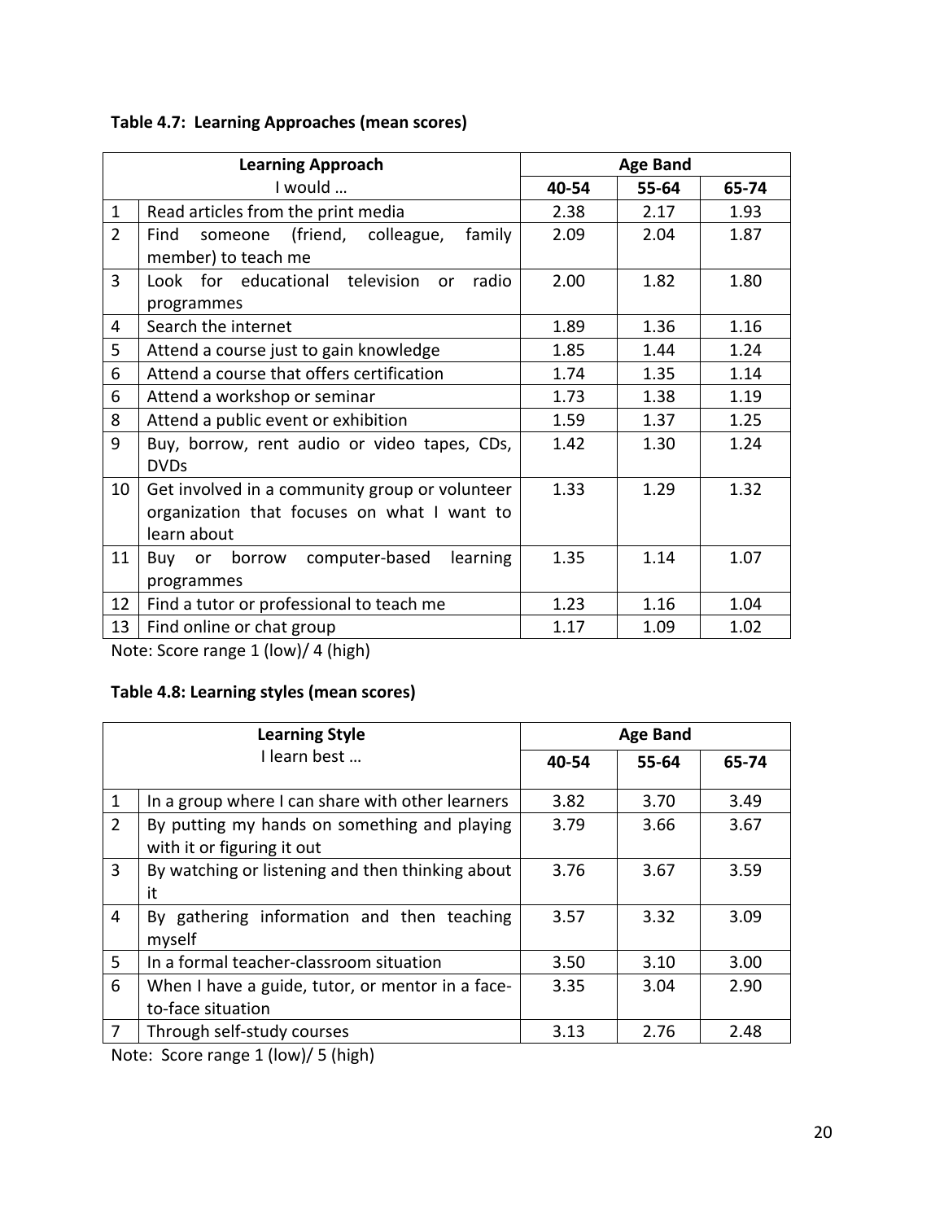**Table 4.7: Learning Approaches (mean scores)**

| | Learning Approach<br>I would … | Age Band | | |
|---|---|---|---|---|
| | | 40-54 | 55-64 | 65-74 |
| 1 | Read articles from the print media | 2.38 | 2.17 | 1.93 |
| 2 | Find someone (friend, colleague, family member) to teach me | 2.09 | 2.04 | 1.87 |
| 3 | Look for educational television or radio programmes | 2.00 | 1.82 | 1.80 |
| 4 | Search the internet | 1.89 | 1.36 | 1.16 |
| 5 | Attend a course just to gain knowledge | 1.85 | 1.44 | 1.24 |
| 6 | Attend a course that offers certification | 1.74 | 1.35 | 1.14 |
| 6 | Attend a workshop or seminar | 1.73 | 1.38 | 1.19 |
| 8 | Attend a public event or exhibition | 1.59 | 1.37 | 1.25 |
| 9 | Buy, borrow, rent audio or video tapes, CDs, DVDs | 1.42 | 1.30 | 1.24 |
| 10 | Get involved in a community group or volunteer organization that focuses on what I want to learn about | 1.33 | 1.29 | 1.32 |
| 11 | Buy or borrow computer-based learning programmes | 1.35 | 1.14 | 1.07 |
| 12 | Find a tutor or professional to teach me | 1.23 | 1.16 | 1.04 |
| 13 | Find online or chat group | 1.17 | 1.09 | 1.02 |

Note: Score range 1 (low)/ 4 (high)

**Table 4.8: Learning styles (mean scores)**

| | Learning Style<br>I learn best … | Age Band | | |
|---|---|---|---|---|
| | | 40-54 | 55-64 | 65-74 |
| 1 | In a group where I can share with other learners | 3.82 | 3.70 | 3.49 |
| 2 | By putting my hands on something and playing with it or figuring it out | 3.79 | 3.66 | 3.67 |
| 3 | By watching or listening and then thinking about it | 3.76 | 3.67 | 3.59 |
| 4 | By gathering information and then teaching myself | 3.57 | 3.32 | 3.09 |
| 5 | In a formal teacher-classroom situation | 3.50 | 3.10 | 3.00 |
| 6 | When I have a guide, tutor, or mentor in a face-to-face situation | 3.35 | 3.04 | 2.90 |
| 7 | Through self-study courses | 3.13 | 2.76 | 2.48 |

Note: Score range 1 (low)/ 5 (high)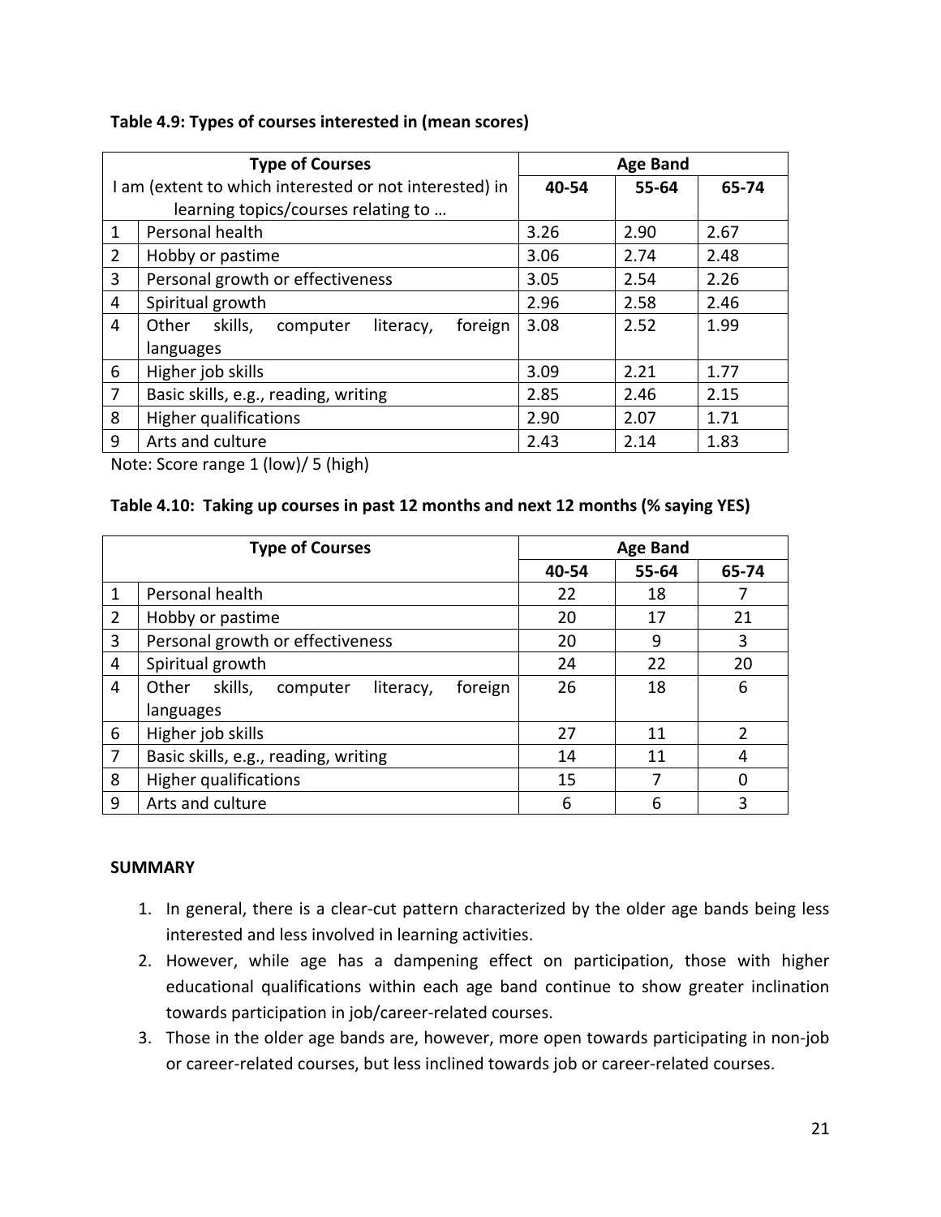**Table 4.9: Types of courses interested in (mean scores)**

| Type of Courses<br>I am (extent to which interested or not interested) in learning topics/courses relating to … | | Age Band | | |
|---|---|---|---|---|
| | | 40-54 | 55-64 | 65-74 |
| 1 | Personal health | 3.26 | 2.90 | 2.67 |
| 2 | Hobby or pastime | 3.06 | 2.74 | 2.48 |
| 3 | Personal growth or effectiveness | 3.05 | 2.54 | 2.26 |
| 4 | Spiritual growth | 2.96 | 2.58 | 2.46 |
| 4 | Other skills, computer literacy, foreign languages | 3.08 | 2.52 | 1.99 |
| 6 | Higher job skills | 3.09 | 2.21 | 1.77 |
| 7 | Basic skills, e.g., reading, writing | 2.85 | 2.46 | 2.15 |
| 8 | Higher qualifications | 2.90 | 2.07 | 1.71 |
| 9 | Arts and culture | 2.43 | 2.14 | 1.83 |

Note: Score range 1 (low)/ 5 (high)

**Table 4.10: Taking up courses in past 12 months and next 12 months (% saying YES)**

| Type of Courses | | Age Band | | |
|---|---|---|---|---|
| | | 40-54 | 55-64 | 65-74 |
| 1 | Personal health | 22 | 18 | 7 |
| 2 | Hobby or pastime | 20 | 17 | 21 |
| 3 | Personal growth or effectiveness | 20 | 9 | 3 |
| 4 | Spiritual growth | 24 | 22 | 20 |
| 4 | Other skills, computer literacy, foreign languages | 26 | 18 | 6 |
| 6 | Higher job skills | 27 | 11 | 2 |
| 7 | Basic skills, e.g., reading, writing | 14 | 11 | 4 |
| 8 | Higher qualifications | 15 | 7 | 0 |
| 9 | Arts and culture | 6 | 6 | 3 |

**SUMMARY**

1. In general, there is a clear-cut pattern characterized by the older age bands being less interested and less involved in learning activities.
2. However, while age has a dampening effect on participation, those with higher educational qualifications within each age band continue to show greater inclination towards participation in job/career-related courses.
3. Those in the older age bands are, however, more open towards participating in non-job or career-related courses, but less inclined towards job or career-related courses.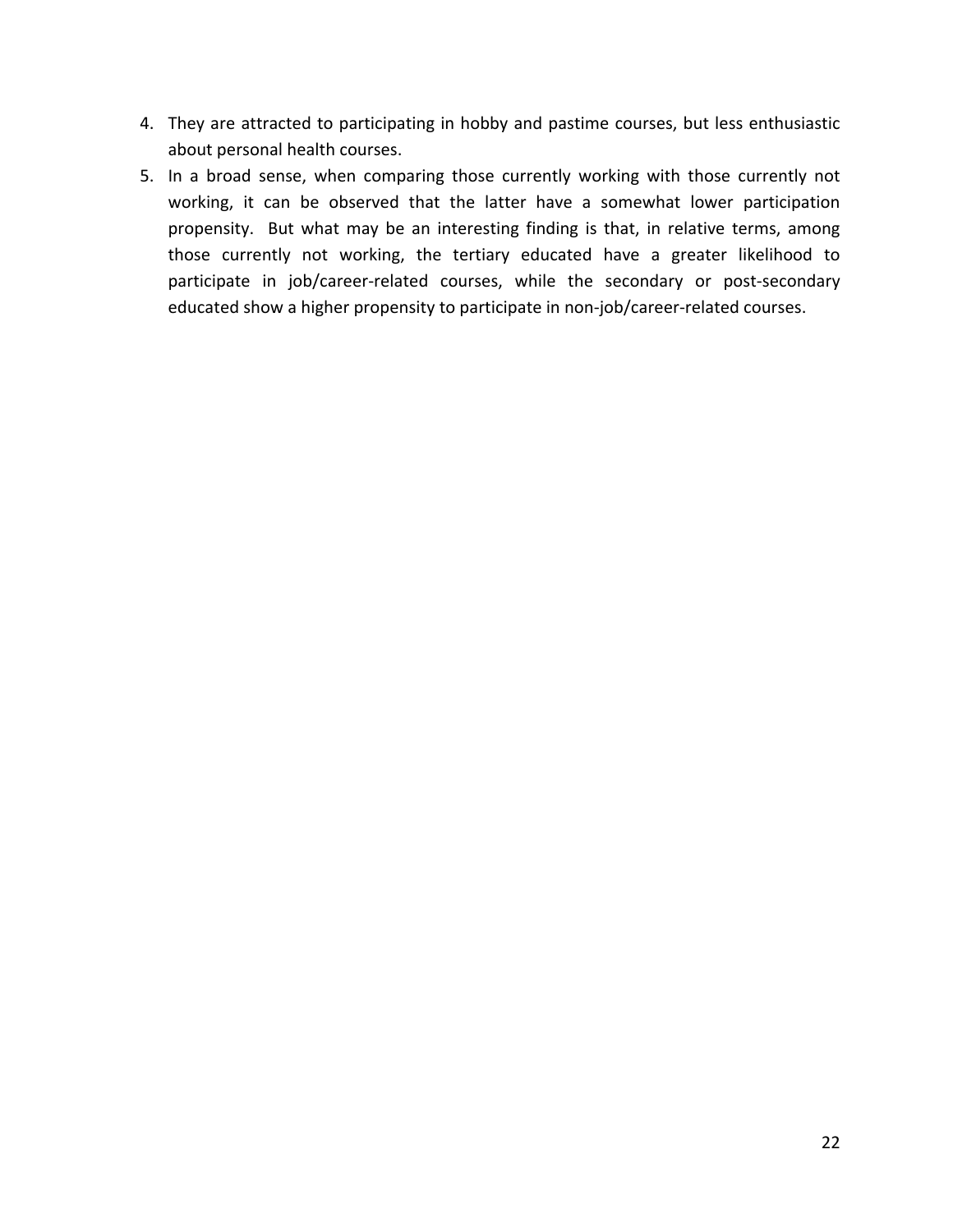4. They are attracted to participating in hobby and pastime courses, but less enthusiastic about personal health courses.
5. In a broad sense, when comparing those currently working with those currently not working, it can be observed that the latter have a somewhat lower participation propensity. But what may be an interesting finding is that, in relative terms, among those currently not working, the tertiary educated have a greater likelihood to participate in job/career-related courses, while the secondary or post-secondary educated show a higher propensity to participate in non-job/career-related courses.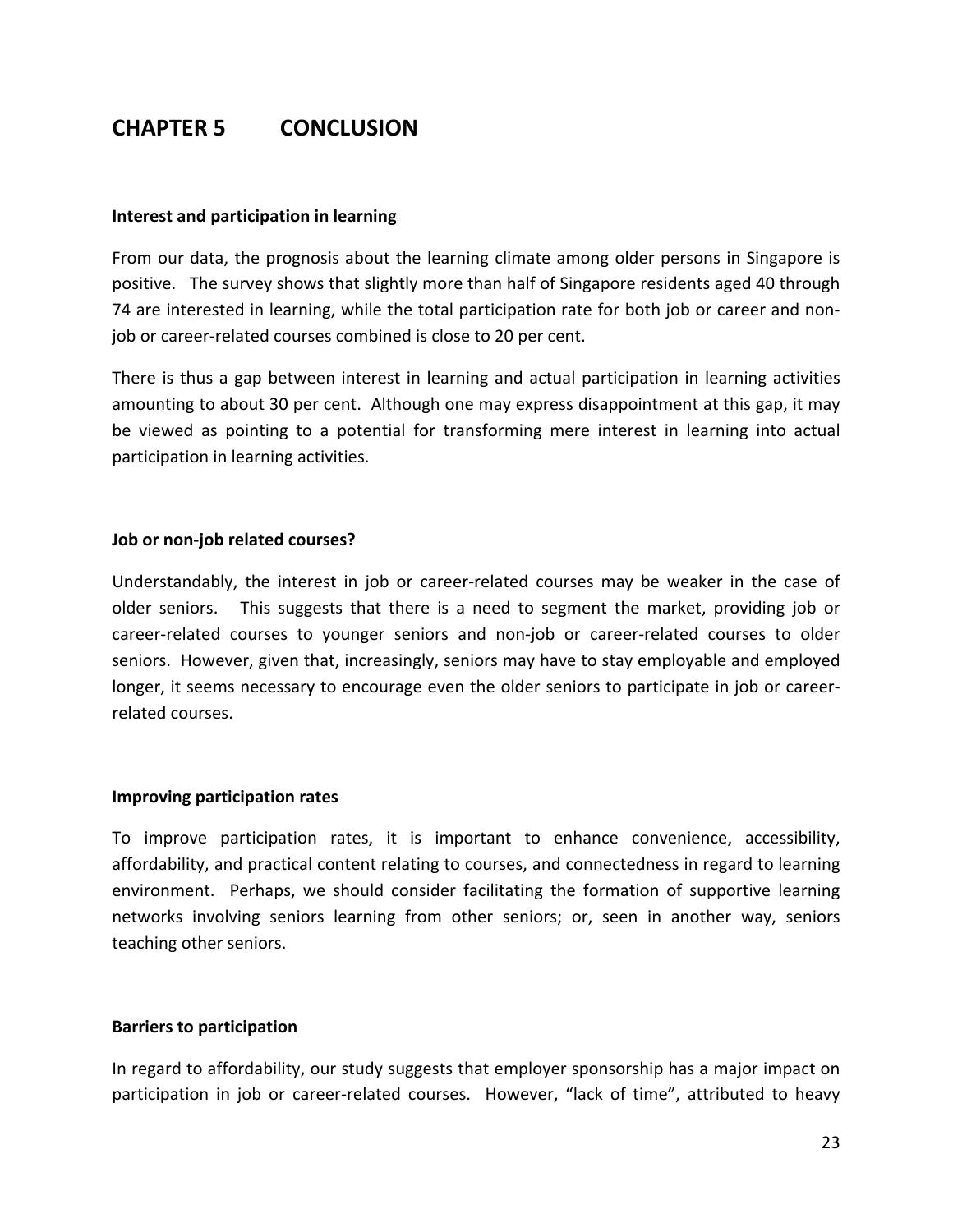## CHAPTER 5 CONCLUSION

**Interest and participation in learning**

From our data, the prognosis about the learning climate among older persons in Singapore is positive. The survey shows that slightly more than half of Singapore residents aged 40 through 74 are interested in learning, while the total participation rate for both job or career and non-job or career-related courses combined is close to 20 per cent.

There is thus a gap between interest in learning and actual participation in learning activities amounting to about 30 per cent. Although one may express disappointment at this gap, it may be viewed as pointing to a potential for transforming mere interest in learning into actual participation in learning activities.

**Job or non-job related courses?**

Understandably, the interest in job or career-related courses may be weaker in the case of older seniors. This suggests that there is a need to segment the market, providing job or career-related courses to younger seniors and non-job or career-related courses to older seniors. However, given that, increasingly, seniors may have to stay employable and employed longer, it seems necessary to encourage even the older seniors to participate in job or career-related courses.

**Improving participation rates**

To improve participation rates, it is important to enhance convenience, accessibility, affordability, and practical content relating to courses, and connectedness in regard to learning environment. Perhaps, we should consider facilitating the formation of supportive learning networks involving seniors learning from other seniors; or, seen in another way, seniors teaching other seniors.

**Barriers to participation**

In regard to affordability, our study suggests that employer sponsorship has a major impact on participation in job or career-related courses. However, "lack of time", attributed to heavy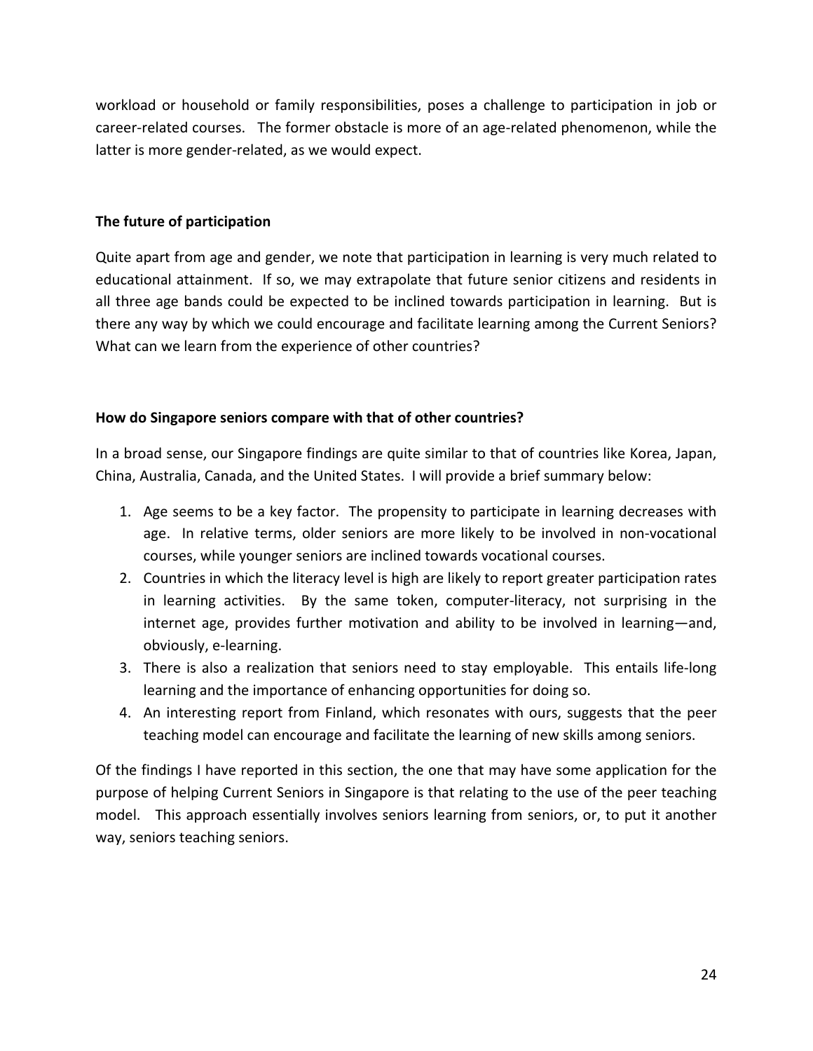workload or household or family responsibilities, poses a challenge to participation in job or career-related courses. The former obstacle is more of an age-related phenomenon, while the latter is more gender-related, as we would expect.

**The future of participation**

Quite apart from age and gender, we note that participation in learning is very much related to educational attainment. If so, we may extrapolate that future senior citizens and residents in all three age bands could be expected to be inclined towards participation in learning. But is there any way by which we could encourage and facilitate learning among the Current Seniors? What can we learn from the experience of other countries?

**How do Singapore seniors compare with that of other countries?**

In a broad sense, our Singapore findings are quite similar to that of countries like Korea, Japan, China, Australia, Canada, and the United States. I will provide a brief summary below:

1. Age seems to be a key factor. The propensity to participate in learning decreases with age. In relative terms, older seniors are more likely to be involved in non-vocational courses, while younger seniors are inclined towards vocational courses.
2. Countries in which the literacy level is high are likely to report greater participation rates in learning activities. By the same token, computer-literacy, not surprising in the internet age, provides further motivation and ability to be involved in learning—and, obviously, e-learning.
3. There is also a realization that seniors need to stay employable. This entails life-long learning and the importance of enhancing opportunities for doing so.
4. An interesting report from Finland, which resonates with ours, suggests that the peer teaching model can encourage and facilitate the learning of new skills among seniors.

Of the findings I have reported in this section, the one that may have some application for the purpose of helping Current Seniors in Singapore is that relating to the use of the peer teaching model. This approach essentially involves seniors learning from seniors, or, to put it another way, seniors teaching seniors.